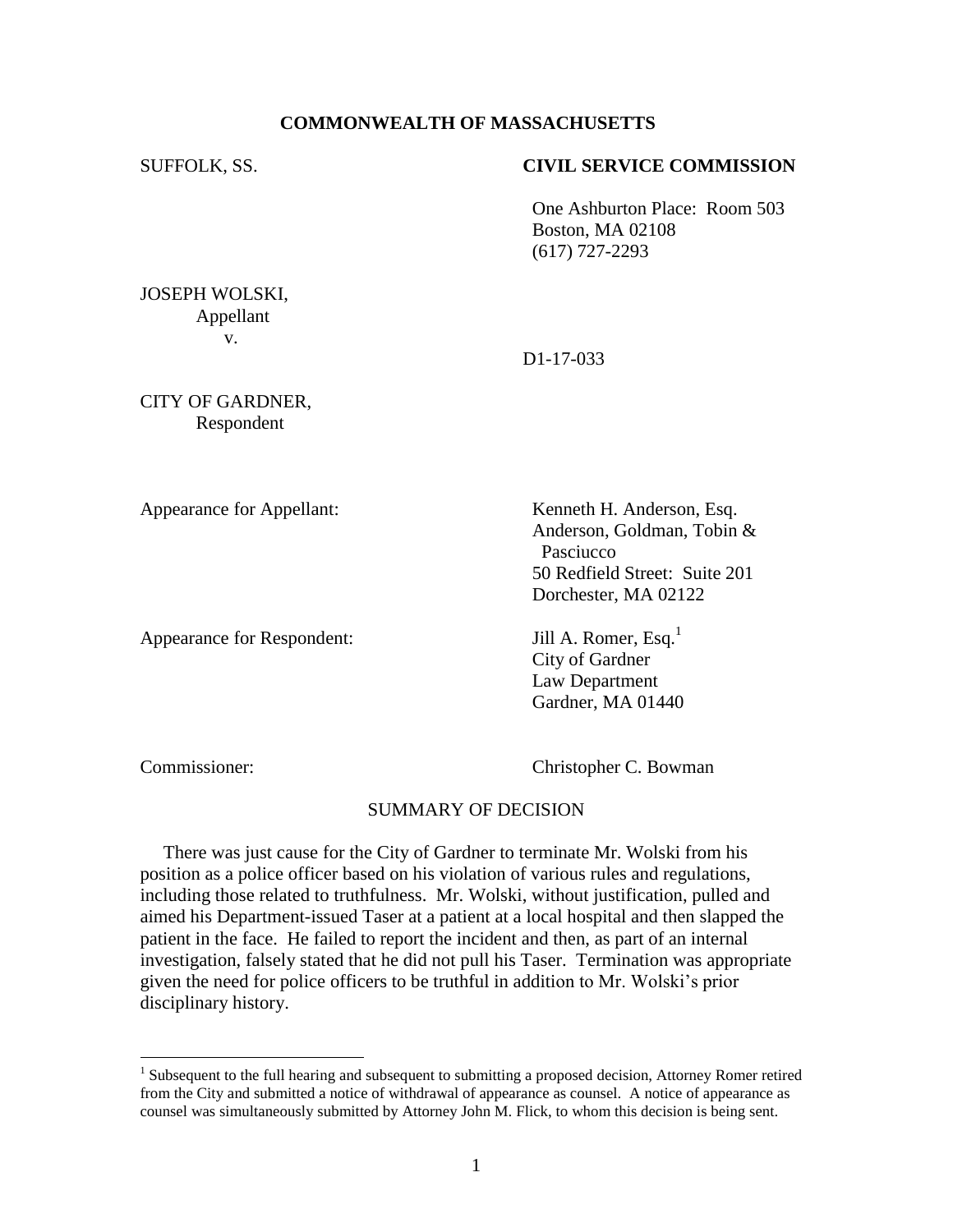**COMMONWEALTH OF MASSACHUSETTS**

SUFFOLK, SS. **CIVIL SERVICE COMMISSION**

One Ashburton Place: Room 503
Boston, MA 02108
(617) 727-2293

JOSEPH WOLSKI,
Appellant
v.

D1-17-033

CITY OF GARDNER,
Respondent

Appearance for Appellant: Kenneth H. Anderson, Esq.
Anderson, Goldman, Tobin & Pasciucco
50 Redfield Street: Suite 201
Dorchester, MA 02122

Appearance for Respondent: Jill A. Romer, Esq.[1]
City of Gardner
Law Department
Gardner, MA 01440

Commissioner: Christopher C. Bowman

SUMMARY OF DECISION

There was just cause for the City of Gardner to terminate Mr. Wolski from his position as a police officer based on his violation of various rules and regulations, including those related to truthfulness. Mr. Wolski, without justification, pulled and aimed his Department-issued Taser at a patient at a local hospital and then slapped the patient in the face. He failed to report the incident and then, as part of an internal investigation, falsely stated that he did not pull his Taser. Termination was appropriate given the need for police officers to be truthful in addition to Mr. Wolski's prior disciplinary history.

---

[1] Subsequent to the full hearing and subsequent to submitting a proposed decision, Attorney Romer retired from the City and submitted a notice of withdrawal of appearance as counsel. A notice of appearance as counsel was simultaneously submitted by Attorney John M. Flick, to whom this decision is being sent.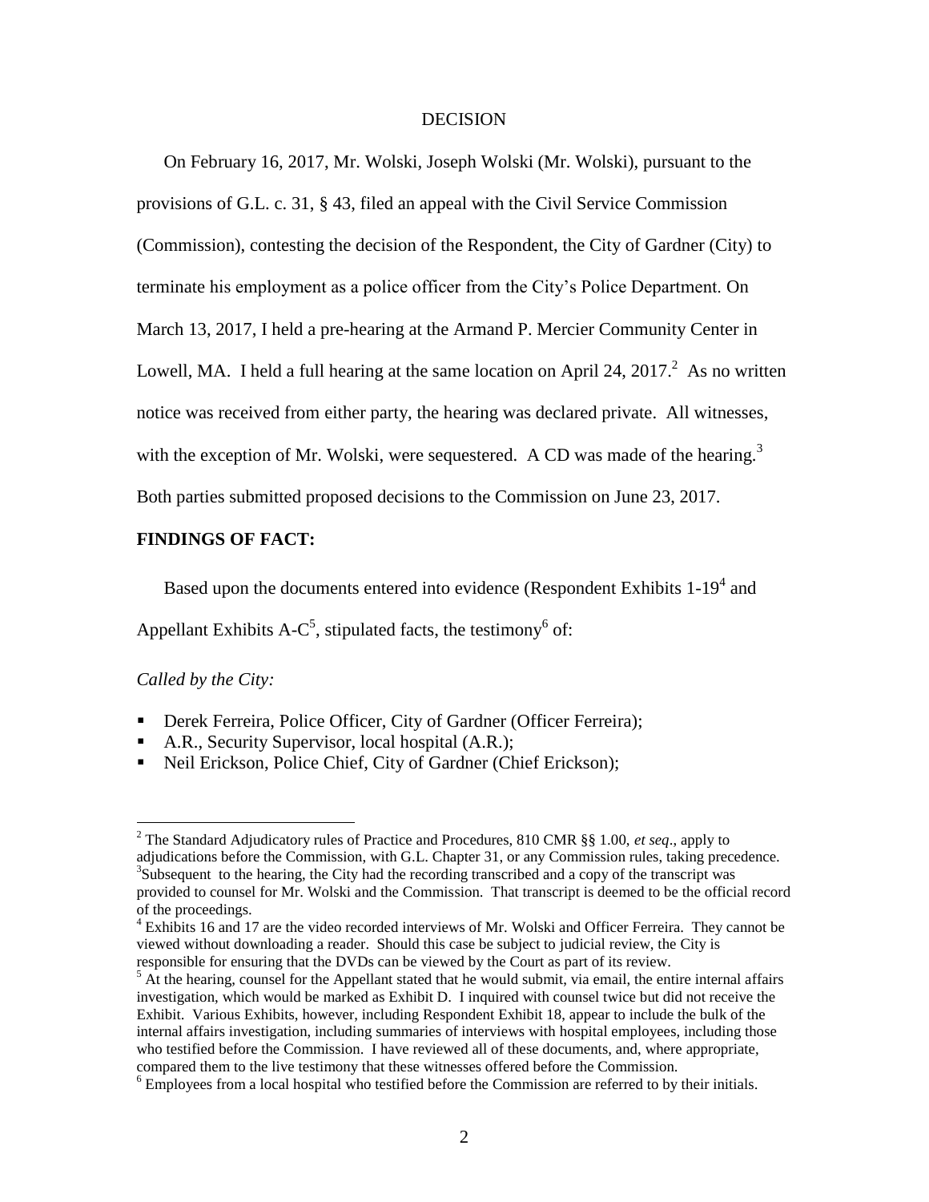DECISION

On February 16, 2017, Mr. Wolski, Joseph Wolski (Mr. Wolski), pursuant to the provisions of G.L. c. 31, § 43, filed an appeal with the Civil Service Commission (Commission), contesting the decision of the Respondent, the City of Gardner (City) to terminate his employment as a police officer from the City's Police Department. On March 13, 2017, I held a pre-hearing at the Armand P. Mercier Community Center in Lowell, MA. I held a full hearing at the same location on April 24, 2017.[2] As no written notice was received from either party, the hearing was declared private. All witnesses, with the exception of Mr. Wolski, were sequestered. A CD was made of the hearing.[3] Both parties submitted proposed decisions to the Commission on June 23, 2017.

**FINDINGS OF FACT:**

Based upon the documents entered into evidence (Respondent Exhibits 1-19[4] and Appellant Exhibits A-C[5], stipulated facts, the testimony[6] of:

*Called by the City:*

- Derek Ferreira, Police Officer, City of Gardner (Officer Ferreira);
- A.R., Security Supervisor, local hospital (A.R.);
- Neil Erickson, Police Chief, City of Gardner (Chief Erickson);

[2] The Standard Adjudicatory rules of Practice and Procedures, 810 CMR §§ 1.00, *et seq*., apply to adjudications before the Commission, with G.L. Chapter 31, or any Commission rules, taking precedence.

[3] Subsequent to the hearing, the City had the recording transcribed and a copy of the transcript was provided to counsel for Mr. Wolski and the Commission. That transcript is deemed to be the official record of the proceedings.

[4] Exhibits 16 and 17 are the video recorded interviews of Mr. Wolski and Officer Ferreira. They cannot be viewed without downloading a reader. Should this case be subject to judicial review, the City is responsible for ensuring that the DVDs can be viewed by the Court as part of its review.

[5] At the hearing, counsel for the Appellant stated that he would submit, via email, the entire internal affairs investigation, which would be marked as Exhibit D. I inquired with counsel twice but did not receive the Exhibit. Various Exhibits, however, including Respondent Exhibit 18, appear to include the bulk of the internal affairs investigation, including summaries of interviews with hospital employees, including those who testified before the Commission. I have reviewed all of these documents, and, where appropriate, compared them to the live testimony that these witnesses offered before the Commission.

[6] Employees from a local hospital who testified before the Commission are referred to by their initials.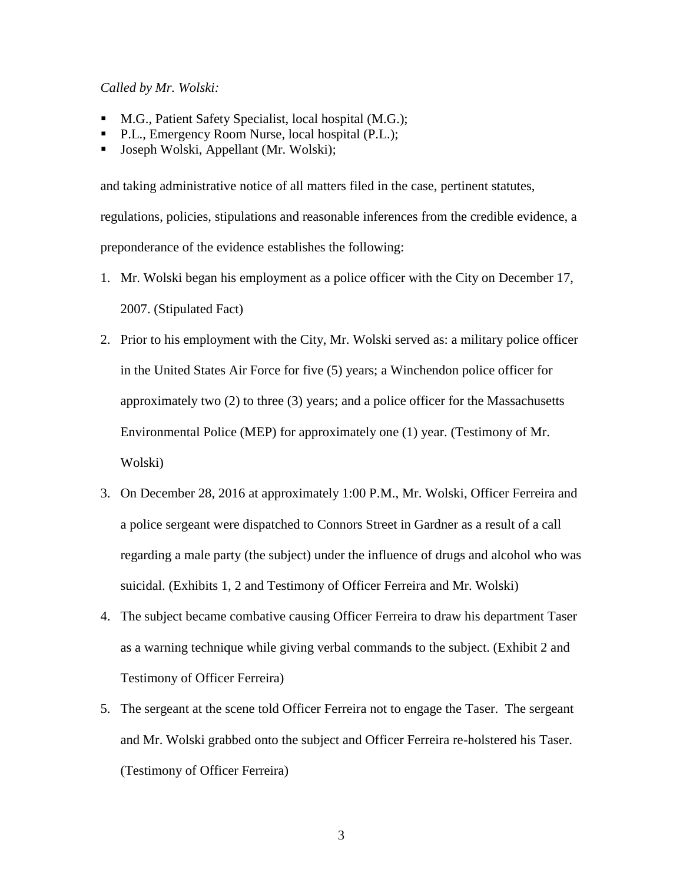*Called by Mr. Wolski:*

- M.G., Patient Safety Specialist, local hospital (M.G.);
- P.L., Emergency Room Nurse, local hospital (P.L.);
- Joseph Wolski, Appellant (Mr. Wolski);

and taking administrative notice of all matters filed in the case, pertinent statutes, regulations, policies, stipulations and reasonable inferences from the credible evidence, a preponderance of the evidence establishes the following:

1. Mr. Wolski began his employment as a police officer with the City on December 17, 2007. (Stipulated Fact)
2. Prior to his employment with the City, Mr. Wolski served as: a military police officer in the United States Air Force for five (5) years; a Winchendon police officer for approximately two (2) to three (3) years; and a police officer for the Massachusetts Environmental Police (MEP) for approximately one (1) year. (Testimony of Mr. Wolski)
3. On December 28, 2016 at approximately 1:00 P.M., Mr. Wolski, Officer Ferreira and a police sergeant were dispatched to Connors Street in Gardner as a result of a call regarding a male party (the subject) under the influence of drugs and alcohol who was suicidal. (Exhibits 1, 2 and Testimony of Officer Ferreira and Mr. Wolski)
4. The subject became combative causing Officer Ferreira to draw his department Taser as a warning technique while giving verbal commands to the subject. (Exhibit 2 and Testimony of Officer Ferreira)
5. The sergeant at the scene told Officer Ferreira not to engage the Taser. The sergeant and Mr. Wolski grabbed onto the subject and Officer Ferreira re-holstered his Taser. (Testimony of Officer Ferreira)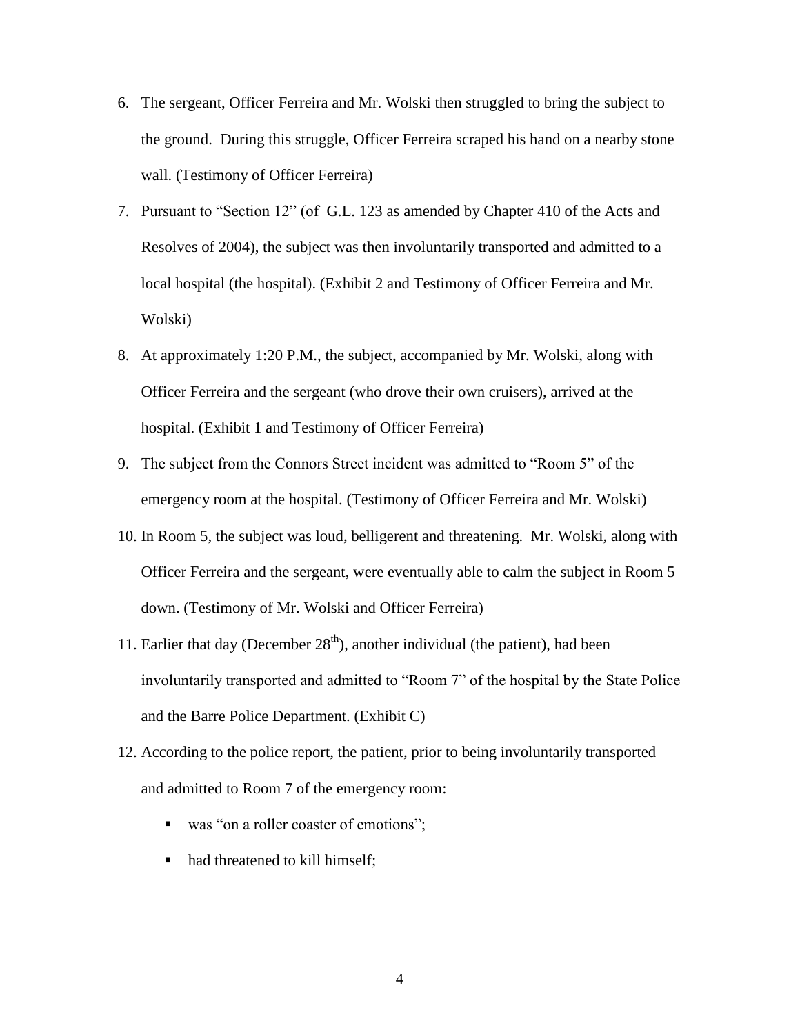6. The sergeant, Officer Ferreira and Mr. Wolski then struggled to bring the subject to the ground. During this struggle, Officer Ferreira scraped his hand on a nearby stone wall. (Testimony of Officer Ferreira)
7. Pursuant to "Section 12" (of G.L. 123 as amended by Chapter 410 of the Acts and Resolves of 2004), the subject was then involuntarily transported and admitted to a local hospital (the hospital). (Exhibit 2 and Testimony of Officer Ferreira and Mr. Wolski)
8. At approximately 1:20 P.M., the subject, accompanied by Mr. Wolski, along with Officer Ferreira and the sergeant (who drove their own cruisers), arrived at the hospital. (Exhibit 1 and Testimony of Officer Ferreira)
9. The subject from the Connors Street incident was admitted to "Room 5" of the emergency room at the hospital. (Testimony of Officer Ferreira and Mr. Wolski)
10. In Room 5, the subject was loud, belligerent and threatening. Mr. Wolski, along with Officer Ferreira and the sergeant, were eventually able to calm the subject in Room 5 down. (Testimony of Mr. Wolski and Officer Ferreira)
11. Earlier that day (December 28th), another individual (the patient), had been involuntarily transported and admitted to "Room 7" of the hospital by the State Police and the Barre Police Department. (Exhibit C)
12. According to the police report, the patient, prior to being involuntarily transported and admitted to Room 7 of the emergency room:
    - was "on a roller coaster of emotions";
    - had threatened to kill himself;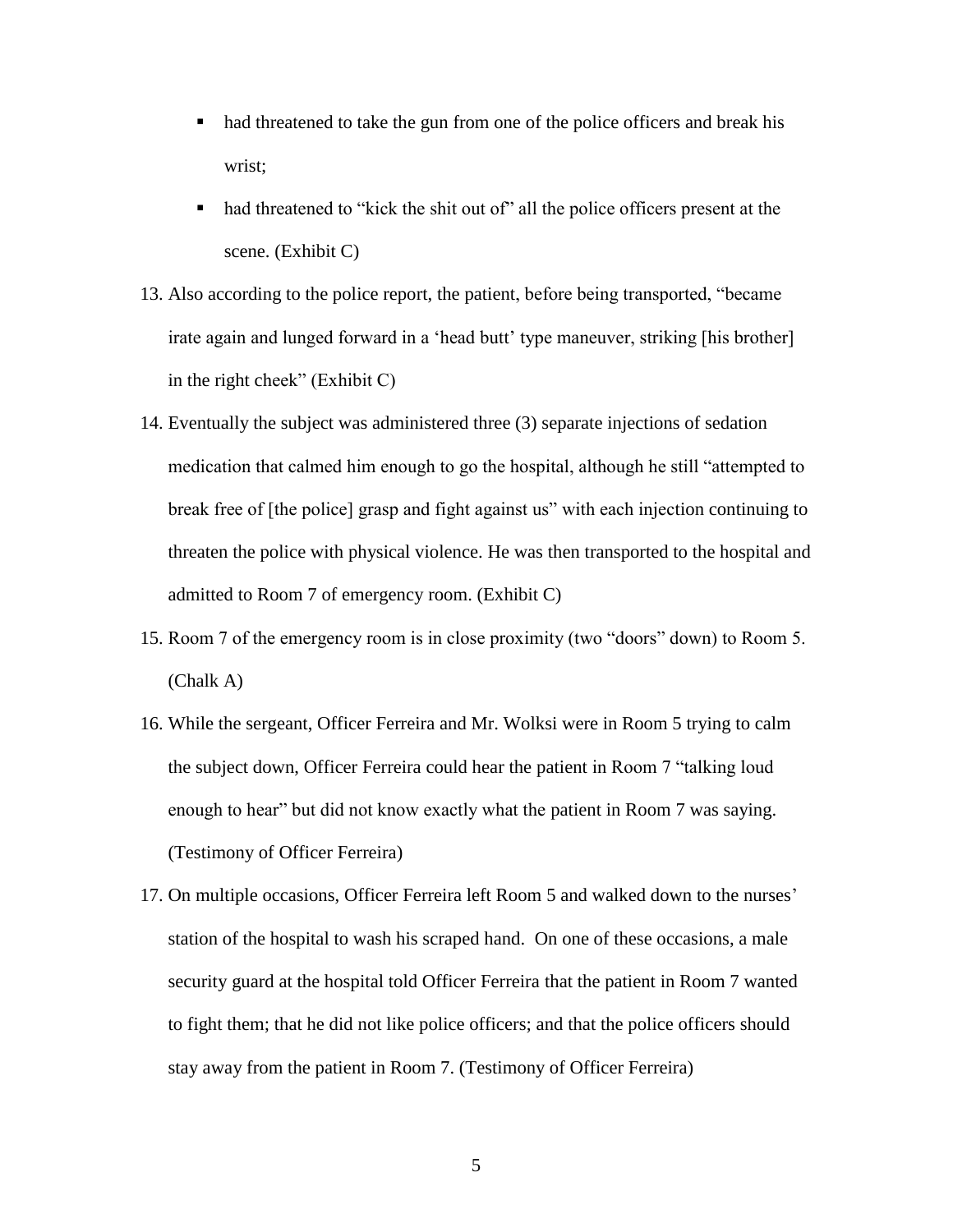- had threatened to take the gun from one of the police officers and break his wrist;
- had threatened to "kick the shit out of" all the police officers present at the scene. (Exhibit C)

13. Also according to the police report, the patient, before being transported, "became irate again and lunged forward in a 'head butt' type maneuver, striking [his brother] in the right cheek" (Exhibit C)
14. Eventually the subject was administered three (3) separate injections of sedation medication that calmed him enough to go the hospital, although he still "attempted to break free of [the police] grasp and fight against us" with each injection continuing to threaten the police with physical violence. He was then transported to the hospital and admitted to Room 7 of emergency room. (Exhibit C)
15. Room 7 of the emergency room is in close proximity (two "doors" down) to Room 5. (Chalk A)
16. While the sergeant, Officer Ferreira and Mr. Wolksi were in Room 5 trying to calm the subject down, Officer Ferreira could hear the patient in Room 7 "talking loud enough to hear" but did not know exactly what the patient in Room 7 was saying. (Testimony of Officer Ferreira)
17. On multiple occasions, Officer Ferreira left Room 5 and walked down to the nurses' station of the hospital to wash his scraped hand. On one of these occasions, a male security guard at the hospital told Officer Ferreira that the patient in Room 7 wanted to fight them; that he did not like police officers; and that the police officers should stay away from the patient in Room 7. (Testimony of Officer Ferreira)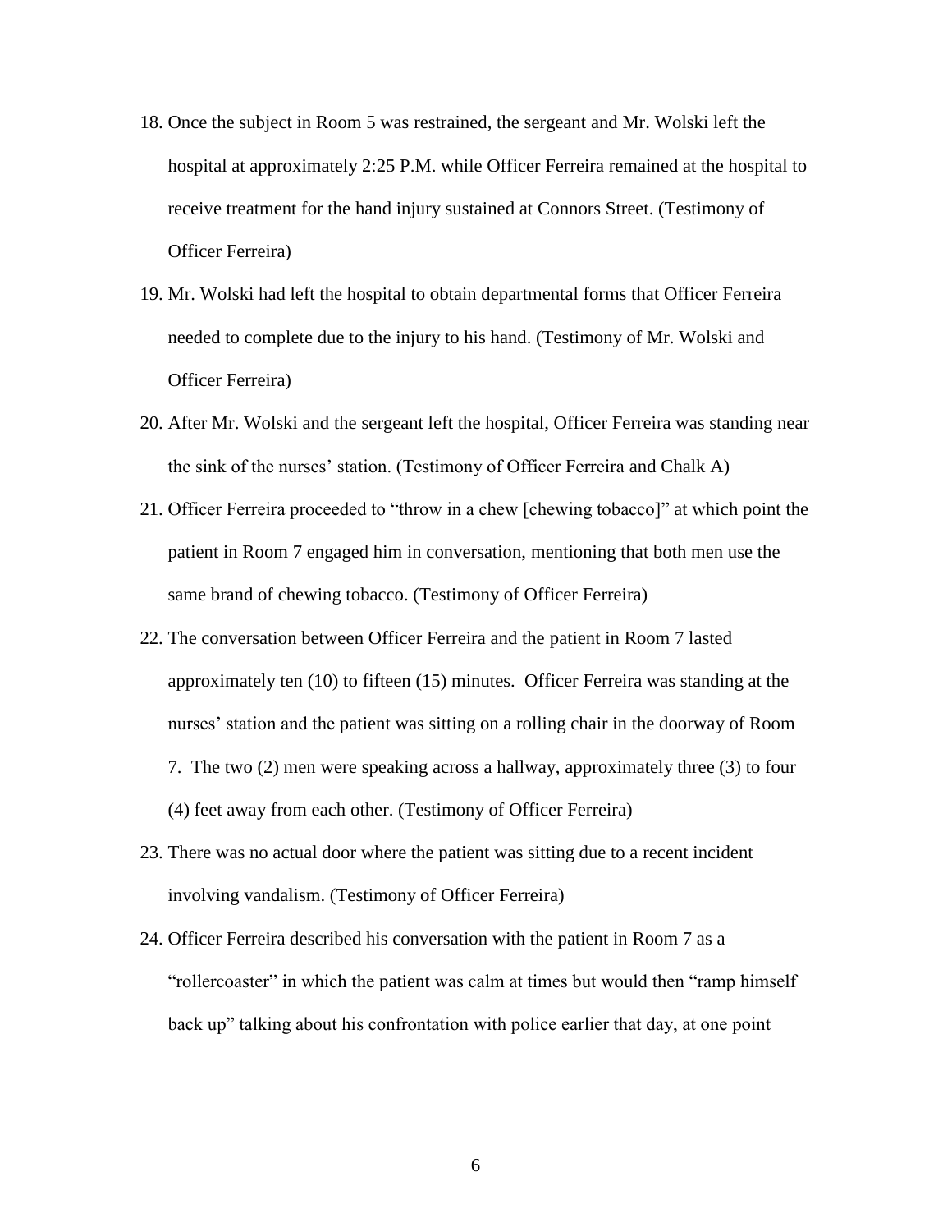18. Once the subject in Room 5 was restrained, the sergeant and Mr. Wolski left the hospital at approximately 2:25 P.M. while Officer Ferreira remained at the hospital to receive treatment for the hand injury sustained at Connors Street. (Testimony of Officer Ferreira)

19. Mr. Wolski had left the hospital to obtain departmental forms that Officer Ferreira needed to complete due to the injury to his hand. (Testimony of Mr. Wolski and Officer Ferreira)

20. After Mr. Wolski and the sergeant left the hospital, Officer Ferreira was standing near the sink of the nurses' station. (Testimony of Officer Ferreira and Chalk A)

21. Officer Ferreira proceeded to "throw in a chew [chewing tobacco]" at which point the patient in Room 7 engaged him in conversation, mentioning that both men use the same brand of chewing tobacco. (Testimony of Officer Ferreira)

22. The conversation between Officer Ferreira and the patient in Room 7 lasted approximately ten (10) to fifteen (15) minutes. Officer Ferreira was standing at the nurses' station and the patient was sitting on a rolling chair in the doorway of Room 7. The two (2) men were speaking across a hallway, approximately three (3) to four (4) feet away from each other. (Testimony of Officer Ferreira)

23. There was no actual door where the patient was sitting due to a recent incident involving vandalism. (Testimony of Officer Ferreira)

24. Officer Ferreira described his conversation with the patient in Room 7 as a "rollercoaster" in which the patient was calm at times but would then "ramp himself back up" talking about his confrontation with police earlier that day, at one point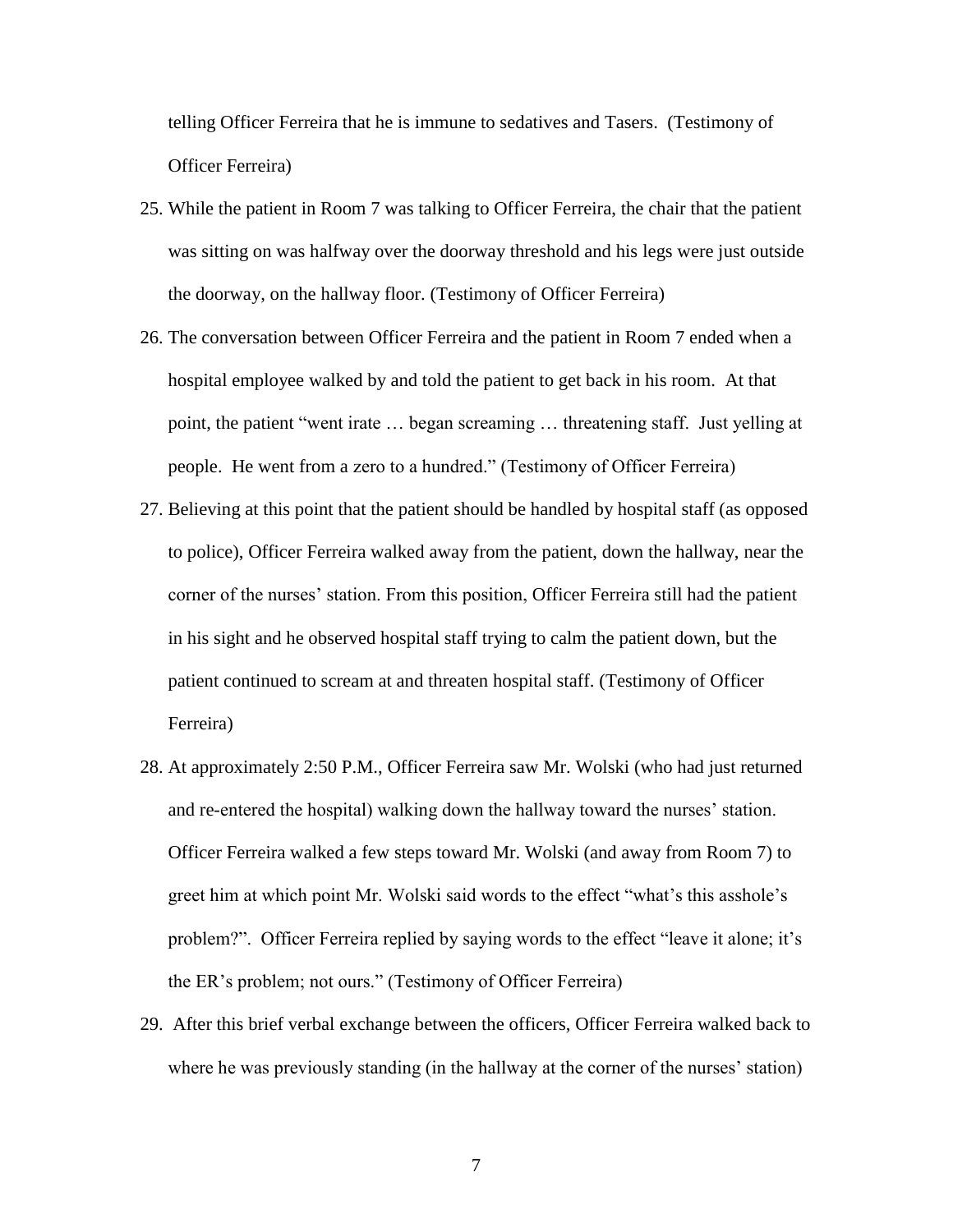telling Officer Ferreira that he is immune to sedatives and Tasers. (Testimony of Officer Ferreira)

25. While the patient in Room 7 was talking to Officer Ferreira, the chair that the patient was sitting on was halfway over the doorway threshold and his legs were just outside the doorway, on the hallway floor. (Testimony of Officer Ferreira)

26. The conversation between Officer Ferreira and the patient in Room 7 ended when a hospital employee walked by and told the patient to get back in his room. At that point, the patient "went irate … began screaming … threatening staff. Just yelling at people. He went from a zero to a hundred." (Testimony of Officer Ferreira)

27. Believing at this point that the patient should be handled by hospital staff (as opposed to police), Officer Ferreira walked away from the patient, down the hallway, near the corner of the nurses' station. From this position, Officer Ferreira still had the patient in his sight and he observed hospital staff trying to calm the patient down, but the patient continued to scream at and threaten hospital staff. (Testimony of Officer Ferreira)

28. At approximately 2:50 P.M., Officer Ferreira saw Mr. Wolski (who had just returned and re-entered the hospital) walking down the hallway toward the nurses' station. Officer Ferreira walked a few steps toward Mr. Wolski (and away from Room 7) to greet him at which point Mr. Wolski said words to the effect "what's this asshole's problem?". Officer Ferreira replied by saying words to the effect "leave it alone; it's the ER's problem; not ours." (Testimony of Officer Ferreira)

29. After this brief verbal exchange between the officers, Officer Ferreira walked back to where he was previously standing (in the hallway at the corner of the nurses' station)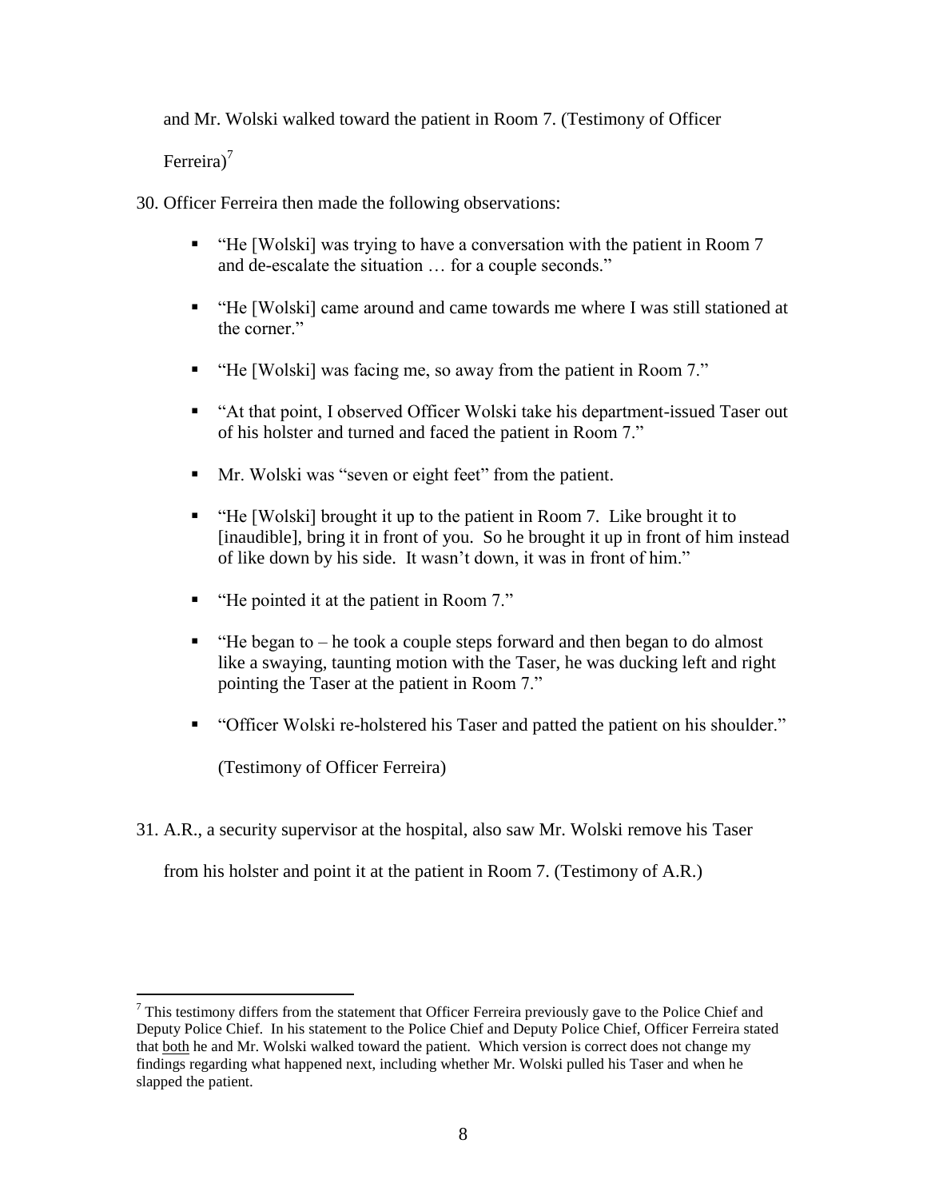and Mr. Wolski walked toward the patient in Room 7. (Testimony of Officer Ferreira)[7]

30. Officer Ferreira then made the following observations:

- "He [Wolski] was trying to have a conversation with the patient in Room 7 and de-escalate the situation … for a couple seconds."
- "He [Wolski] came around and came towards me where I was still stationed at the corner."
- "He [Wolski] was facing me, so away from the patient in Room 7."
- "At that point, I observed Officer Wolski take his department-issued Taser out of his holster and turned and faced the patient in Room 7."
- Mr. Wolski was "seven or eight feet" from the patient.
- "He [Wolski] brought it up to the patient in Room 7. Like brought it to [inaudible], bring it in front of you. So he brought it up in front of him instead of like down by his side. It wasn't down, it was in front of him."
- "He pointed it at the patient in Room 7."
- "He began to – he took a couple steps forward and then began to do almost like a swaying, taunting motion with the Taser, he was ducking left and right pointing the Taser at the patient in Room 7."
- "Officer Wolski re-holstered his Taser and patted the patient on his shoulder."

  (Testimony of Officer Ferreira)

31. A.R., a security supervisor at the hospital, also saw Mr. Wolski remove his Taser from his holster and point it at the patient in Room 7. (Testimony of A.R.)

---

[7] This testimony differs from the statement that Officer Ferreira previously gave to the Police Chief and Deputy Police Chief. In his statement to the Police Chief and Deputy Police Chief, Officer Ferreira stated that <u>both</u> he and Mr. Wolski walked toward the patient. Which version is correct does not change my findings regarding what happened next, including whether Mr. Wolski pulled his Taser and when he slapped the patient.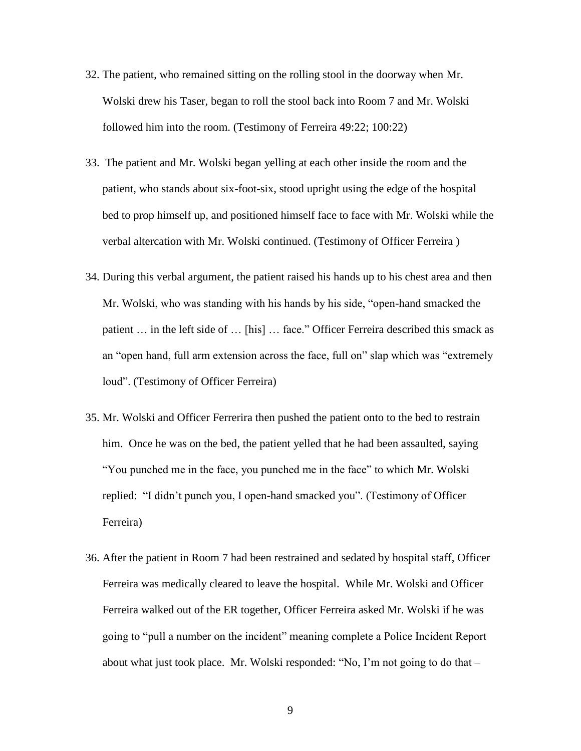32. The patient, who remained sitting on the rolling stool in the doorway when Mr. Wolski drew his Taser, began to roll the stool back into Room 7 and Mr. Wolski followed him into the room. (Testimony of Ferreira 49:22; 100:22)

33. The patient and Mr. Wolski began yelling at each other inside the room and the patient, who stands about six-foot-six, stood upright using the edge of the hospital bed to prop himself up, and positioned himself face to face with Mr. Wolski while the verbal altercation with Mr. Wolski continued. (Testimony of Officer Ferreira )

34. During this verbal argument, the patient raised his hands up to his chest area and then Mr. Wolski, who was standing with his hands by his side, "open-hand smacked the patient … in the left side of … [his] … face." Officer Ferreira described this smack as an "open hand, full arm extension across the face, full on" slap which was "extremely loud". (Testimony of Officer Ferreira)

35. Mr. Wolski and Officer Ferrerira then pushed the patient onto to the bed to restrain him. Once he was on the bed, the patient yelled that he had been assaulted, saying "You punched me in the face, you punched me in the face" to which Mr. Wolski replied: "I didn't punch you, I open-hand smacked you". (Testimony of Officer Ferreira)

36. After the patient in Room 7 had been restrained and sedated by hospital staff, Officer Ferreira was medically cleared to leave the hospital. While Mr. Wolski and Officer Ferreira walked out of the ER together, Officer Ferreira asked Mr. Wolski if he was going to "pull a number on the incident" meaning complete a Police Incident Report about what just took place. Mr. Wolski responded: "No, I'm not going to do that –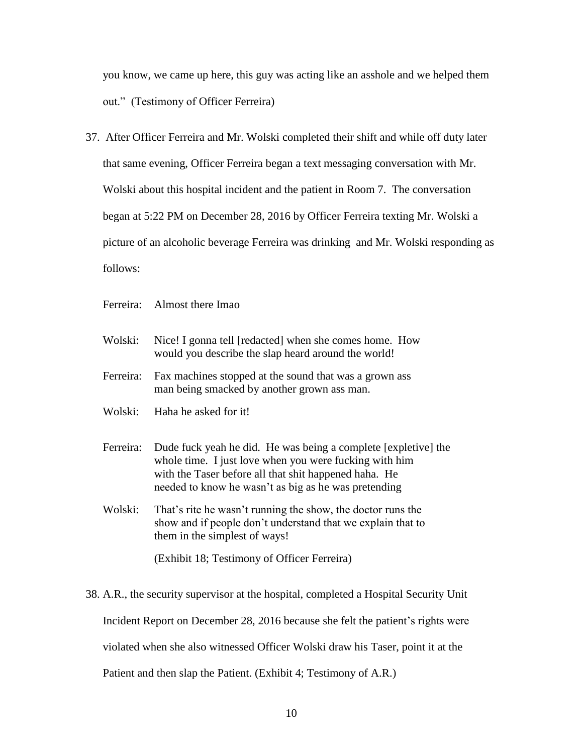you know, we came up here, this guy was acting like an asshole and we helped them out." (Testimony of Officer Ferreira)

37. After Officer Ferreira and Mr. Wolski completed their shift and while off duty later that same evening, Officer Ferreira began a text messaging conversation with Mr. Wolski about this hospital incident and the patient in Room 7. The conversation began at 5:22 PM on December 28, 2016 by Officer Ferreira texting Mr. Wolski a picture of an alcoholic beverage Ferreira was drinking and Mr. Wolski responding as follows:

    Ferreira: Almost there lmao

    Wolski: Nice! I gonna tell [redacted] when she comes home. How would you describe the slap heard around the world!

    Ferreira: Fax machines stopped at the sound that was a grown ass man being smacked by another grown ass man.

    Wolski: Haha he asked for it!

    Ferreira: Dude fuck yeah he did. He was being a complete [expletive] the whole time. I just love when you were fucking with him with the Taser before all that shit happened haha. He needed to know he wasn't as big as he was pretending

    Wolski: That's rite he wasn't running the show, the doctor runs the show and if people don't understand that we explain that to them in the simplest of ways!

    (Exhibit 18; Testimony of Officer Ferreira)

38. A.R., the security supervisor at the hospital, completed a Hospital Security Unit Incident Report on December 28, 2016 because she felt the patient's rights were violated when she also witnessed Officer Wolski draw his Taser, point it at the Patient and then slap the Patient. (Exhibit 4; Testimony of A.R.)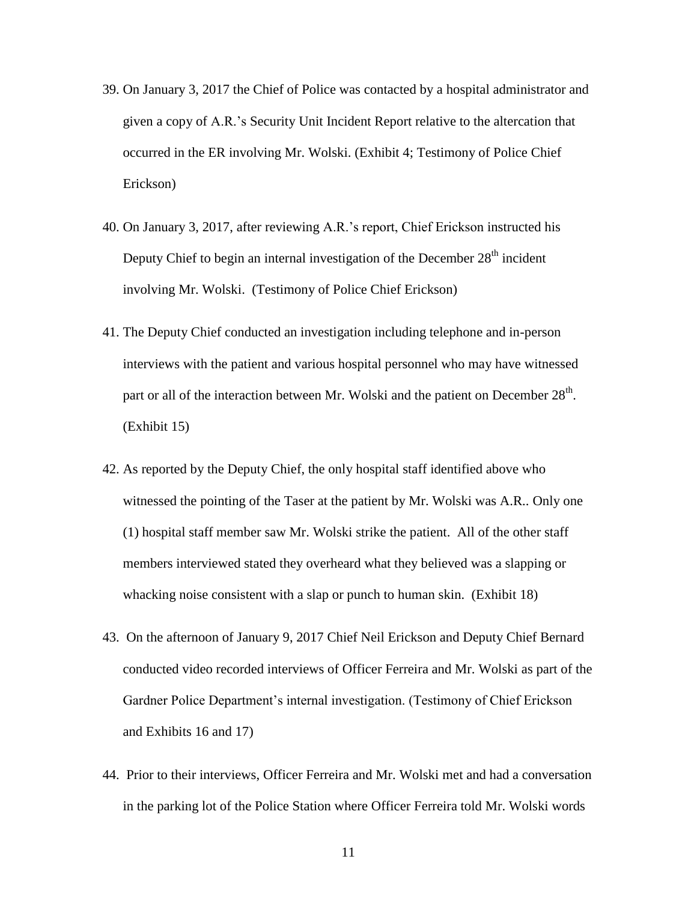39. On January 3, 2017 the Chief of Police was contacted by a hospital administrator and given a copy of A.R.'s Security Unit Incident Report relative to the altercation that occurred in the ER involving Mr. Wolski. (Exhibit 4; Testimony of Police Chief Erickson)

40. On January 3, 2017, after reviewing A.R.'s report, Chief Erickson instructed his Deputy Chief to begin an internal investigation of the December 28th incident involving Mr. Wolski. (Testimony of Police Chief Erickson)

41. The Deputy Chief conducted an investigation including telephone and in-person interviews with the patient and various hospital personnel who may have witnessed part or all of the interaction between Mr. Wolski and the patient on December 28th. (Exhibit 15)

42. As reported by the Deputy Chief, the only hospital staff identified above who witnessed the pointing of the Taser at the patient by Mr. Wolski was A.R.. Only one (1) hospital staff member saw Mr. Wolski strike the patient. All of the other staff members interviewed stated they overheard what they believed was a slapping or whacking noise consistent with a slap or punch to human skin. (Exhibit 18)

43. On the afternoon of January 9, 2017 Chief Neil Erickson and Deputy Chief Bernard conducted video recorded interviews of Officer Ferreira and Mr. Wolski as part of the Gardner Police Department's internal investigation. (Testimony of Chief Erickson and Exhibits 16 and 17)

44. Prior to their interviews, Officer Ferreira and Mr. Wolski met and had a conversation in the parking lot of the Police Station where Officer Ferreira told Mr. Wolski words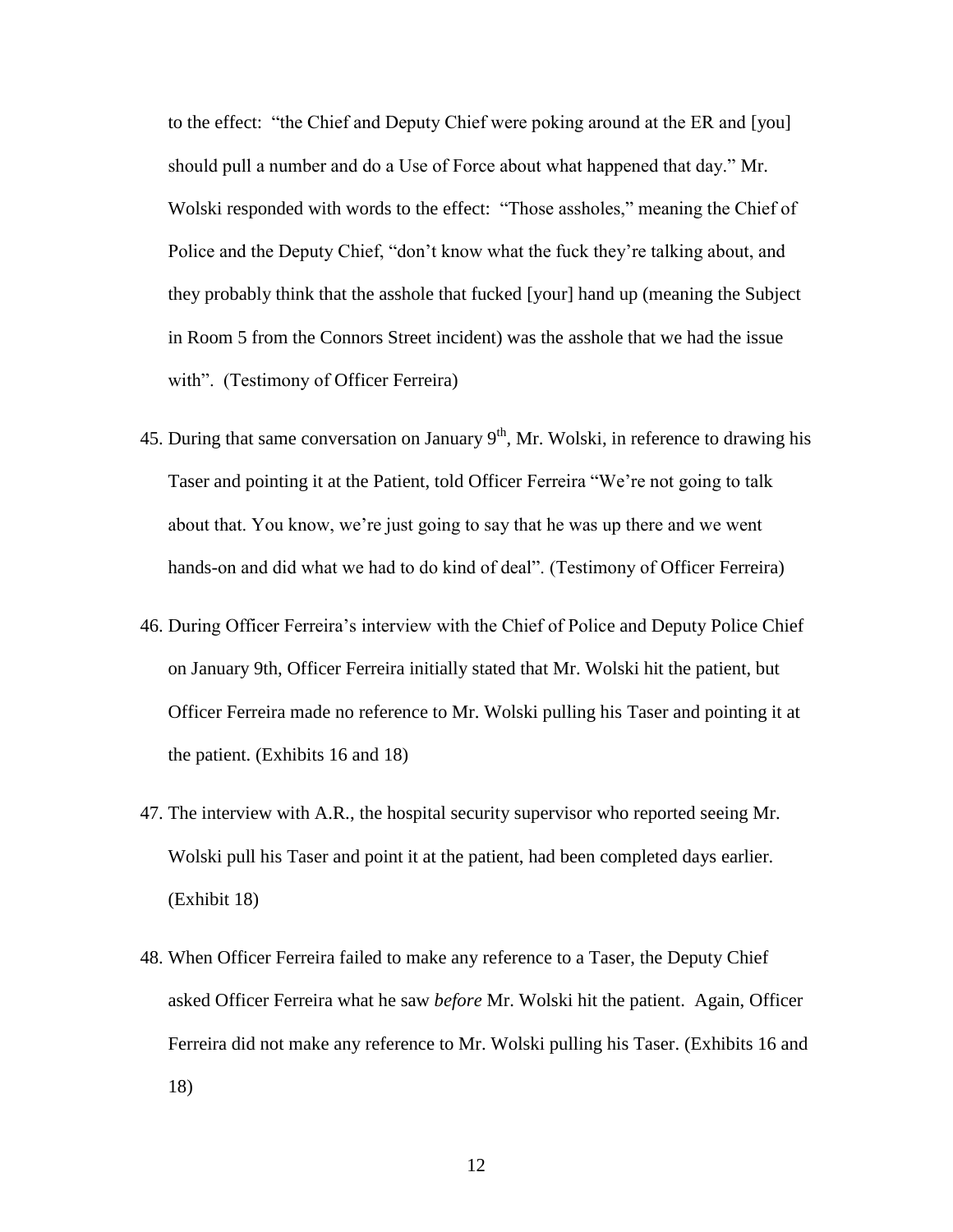to the effect: "the Chief and Deputy Chief were poking around at the ER and [you] should pull a number and do a Use of Force about what happened that day." Mr. Wolski responded with words to the effect: "Those assholes," meaning the Chief of Police and the Deputy Chief, "don't know what the fuck they're talking about, and they probably think that the asshole that fucked [your] hand up (meaning the Subject in Room 5 from the Connors Street incident) was the asshole that we had the issue with". (Testimony of Officer Ferreira)

45. During that same conversation on January 9th, Mr. Wolski, in reference to drawing his Taser and pointing it at the Patient, told Officer Ferreira "We're not going to talk about that. You know, we're just going to say that he was up there and we went hands-on and did what we had to do kind of deal". (Testimony of Officer Ferreira)

46. During Officer Ferreira's interview with the Chief of Police and Deputy Police Chief on January 9th, Officer Ferreira initially stated that Mr. Wolski hit the patient, but Officer Ferreira made no reference to Mr. Wolski pulling his Taser and pointing it at the patient. (Exhibits 16 and 18)

47. The interview with A.R., the hospital security supervisor who reported seeing Mr. Wolski pull his Taser and point it at the patient, had been completed days earlier. (Exhibit 18)

48. When Officer Ferreira failed to make any reference to a Taser, the Deputy Chief asked Officer Ferreira what he saw *before* Mr. Wolski hit the patient. Again, Officer Ferreira did not make any reference to Mr. Wolski pulling his Taser. (Exhibits 16 and 18)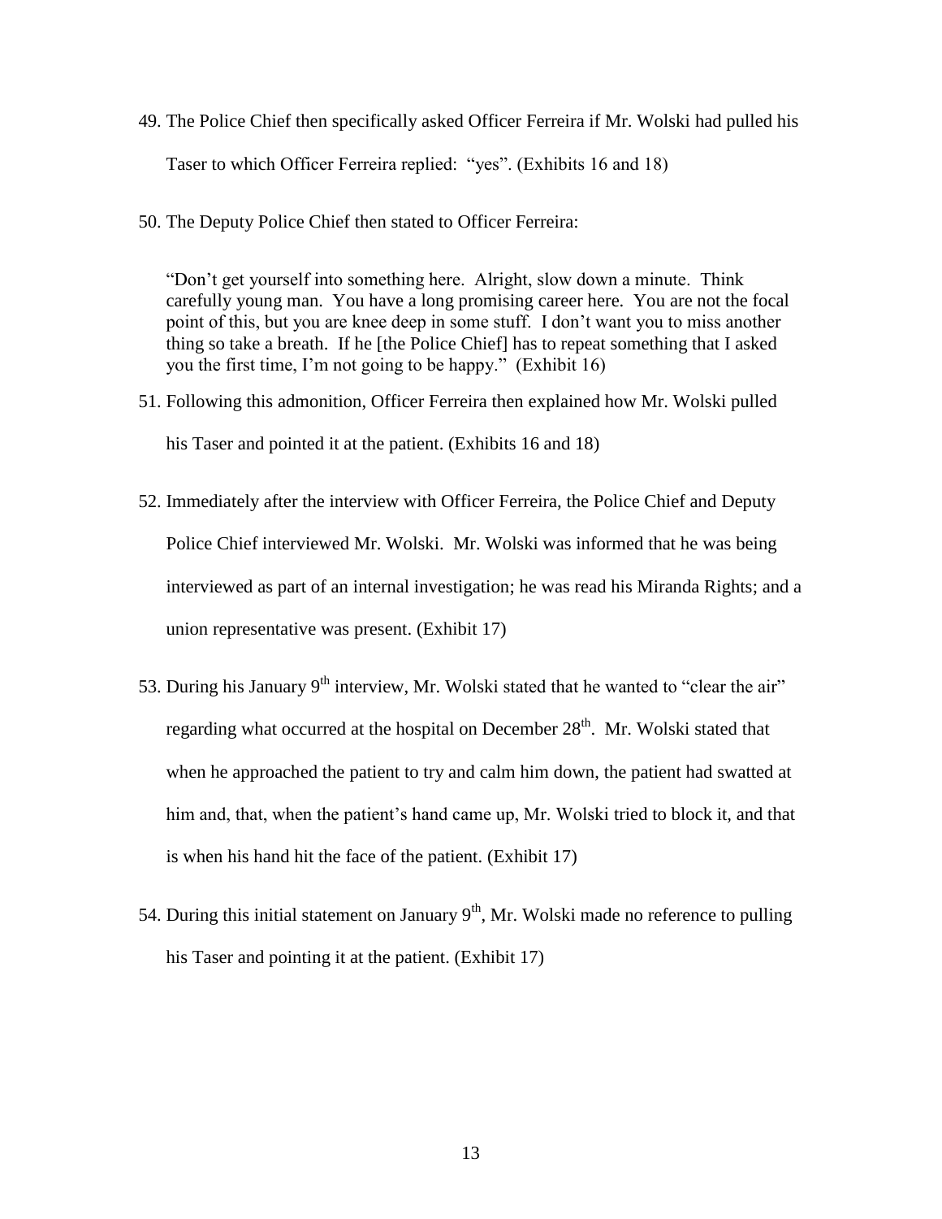49. The Police Chief then specifically asked Officer Ferreira if Mr. Wolski had pulled his Taser to which Officer Ferreira replied: "yes". (Exhibits 16 and 18)

50. The Deputy Police Chief then stated to Officer Ferreira:

    "Don't get yourself into something here. Alright, slow down a minute. Think carefully young man. You have a long promising career here. You are not the focal point of this, but you are knee deep in some stuff. I don't want you to miss another thing so take a breath. If he [the Police Chief] has to repeat something that I asked you the first time, I'm not going to be happy." (Exhibit 16)

51. Following this admonition, Officer Ferreira then explained how Mr. Wolski pulled his Taser and pointed it at the patient. (Exhibits 16 and 18)

52. Immediately after the interview with Officer Ferreira, the Police Chief and Deputy Police Chief interviewed Mr. Wolski. Mr. Wolski was informed that he was being interviewed as part of an internal investigation; he was read his Miranda Rights; and a union representative was present. (Exhibit 17)

53. During his January 9th interview, Mr. Wolski stated that he wanted to "clear the air" regarding what occurred at the hospital on December 28th. Mr. Wolski stated that when he approached the patient to try and calm him down, the patient had swatted at him and, that, when the patient's hand came up, Mr. Wolski tried to block it, and that is when his hand hit the face of the patient. (Exhibit 17)

54. During this initial statement on January 9th, Mr. Wolski made no reference to pulling his Taser and pointing it at the patient. (Exhibit 17)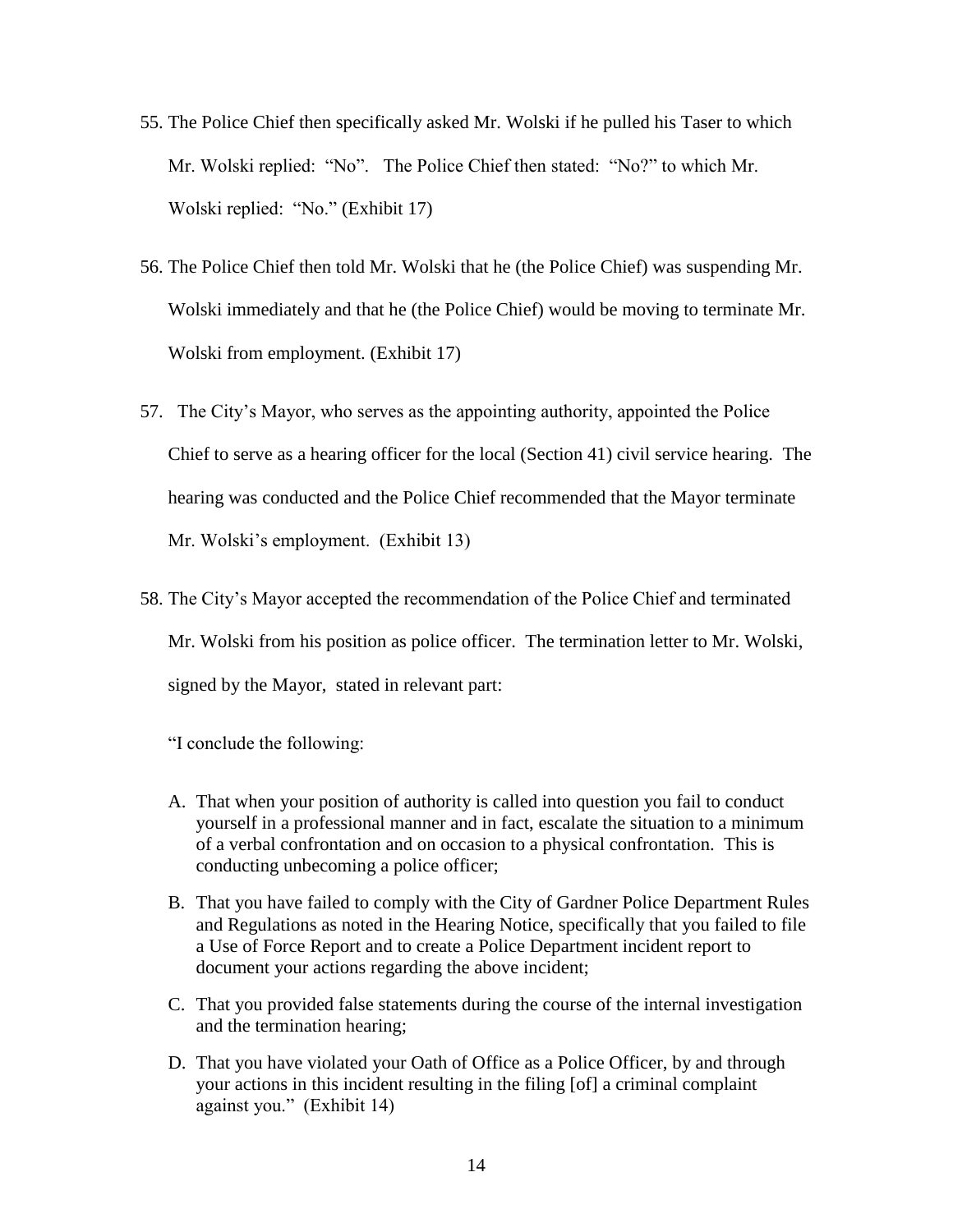55. The Police Chief then specifically asked Mr. Wolski if he pulled his Taser to which Mr. Wolski replied: "No". The Police Chief then stated: "No?" to which Mr. Wolski replied: "No." (Exhibit 17)

56. The Police Chief then told Mr. Wolski that he (the Police Chief) was suspending Mr. Wolski immediately and that he (the Police Chief) would be moving to terminate Mr. Wolski from employment. (Exhibit 17)

57. The City's Mayor, who serves as the appointing authority, appointed the Police Chief to serve as a hearing officer for the local (Section 41) civil service hearing. The hearing was conducted and the Police Chief recommended that the Mayor terminate Mr. Wolski's employment. (Exhibit 13)

58. The City's Mayor accepted the recommendation of the Police Chief and terminated Mr. Wolski from his position as police officer. The termination letter to Mr. Wolski, signed by the Mayor, stated in relevant part:

   "I conclude the following:

   A. That when your position of authority is called into question you fail to conduct yourself in a professional manner and in fact, escalate the situation to a minimum of a verbal confrontation and on occasion to a physical confrontation. This is conducting unbecoming a police officer;

   B. That you have failed to comply with the City of Gardner Police Department Rules and Regulations as noted in the Hearing Notice, specifically that you failed to file a Use of Force Report and to create a Police Department incident report to document your actions regarding the above incident;

   C. That you provided false statements during the course of the internal investigation and the termination hearing;

   D. That you have violated your Oath of Office as a Police Officer, by and through your actions in this incident resulting in the filing [of] a criminal complaint against you." (Exhibit 14)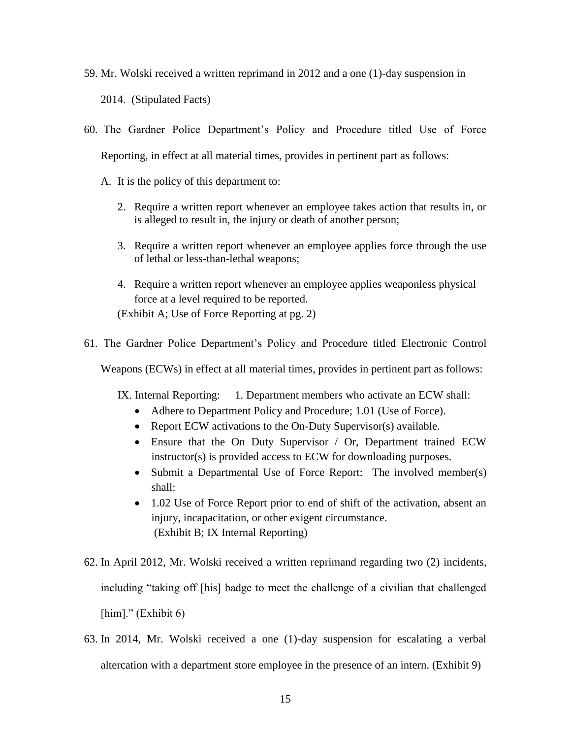59. Mr. Wolski received a written reprimand in 2012 and a one (1)-day suspension in 2014. (Stipulated Facts)

60. The Gardner Police Department's Policy and Procedure titled Use of Force Reporting, in effect at all material times, provides in pertinent part as follows:

    A. It is the policy of this department to:

    2. Require a written report whenever an employee takes action that results in, or is alleged to result in, the injury or death of another person;

    3. Require a written report whenever an employee applies force through the use of lethal or less-than-lethal weapons;

    4. Require a written report whenever an employee applies weaponless physical force at a level required to be reported.

    (Exhibit A; Use of Force Reporting at pg. 2)

61. The Gardner Police Department's Policy and Procedure titled Electronic Control Weapons (ECWs) in effect at all material times, provides in pertinent part as follows:

    IX. Internal Reporting: 1. Department members who activate an ECW shall:

    - Adhere to Department Policy and Procedure; 1.01 (Use of Force).
    - Report ECW activations to the On-Duty Supervisor(s) available.
    - Ensure that the On Duty Supervisor / Or, Department trained ECW instructor(s) is provided access to ECW for downloading purposes.
    - Submit a Departmental Use of Force Report: The involved member(s) shall:
    - 1.02 Use of Force Report prior to end of shift of the activation, absent an injury, incapacitation, or other exigent circumstance.

    (Exhibit B; IX Internal Reporting)

62. In April 2012, Mr. Wolski received a written reprimand regarding two (2) incidents, including "taking off [his] badge to meet the challenge of a civilian that challenged [him]." (Exhibit 6)

63. In 2014, Mr. Wolski received a one (1)-day suspension for escalating a verbal altercation with a department store employee in the presence of an intern. (Exhibit 9)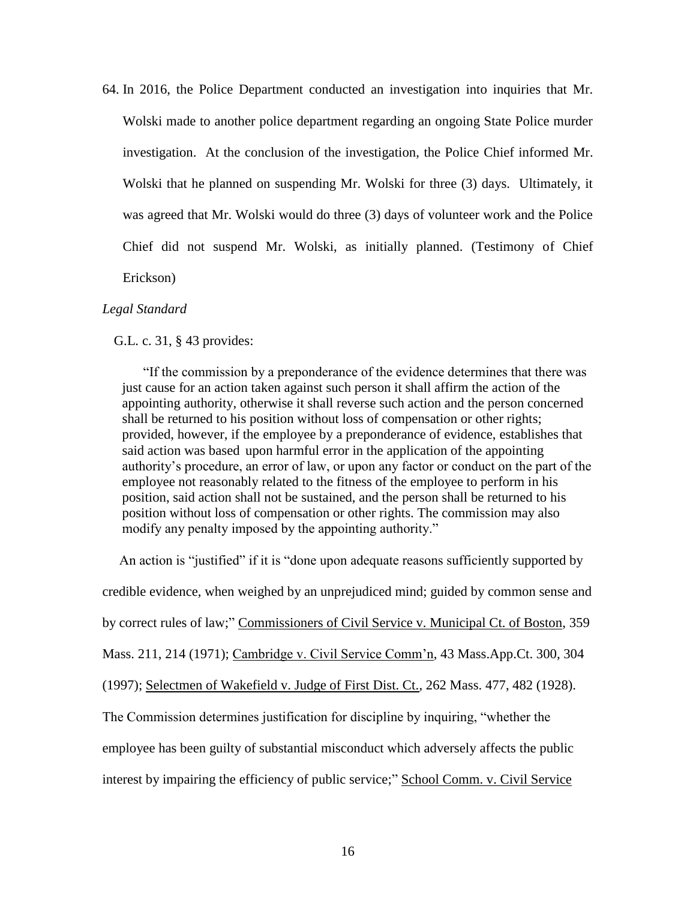64. In 2016, the Police Department conducted an investigation into inquiries that Mr. Wolski made to another police department regarding an ongoing State Police murder investigation. At the conclusion of the investigation, the Police Chief informed Mr. Wolski that he planned on suspending Mr. Wolski for three (3) days. Ultimately, it was agreed that Mr. Wolski would do three (3) days of volunteer work and the Police Chief did not suspend Mr. Wolski, as initially planned. (Testimony of Chief Erickson)

*Legal Standard*

G.L. c. 31, § 43 provides:

> "If the commission by a preponderance of the evidence determines that there was just cause for an action taken against such person it shall affirm the action of the appointing authority, otherwise it shall reverse such action and the person concerned shall be returned to his position without loss of compensation or other rights; provided, however, if the employee by a preponderance of evidence, establishes that said action was based upon harmful error in the application of the appointing authority's procedure, an error of law, or upon any factor or conduct on the part of the employee not reasonably related to the fitness of the employee to perform in his position, said action shall not be sustained, and the person shall be returned to his position without loss of compensation or other rights. The commission may also modify any penalty imposed by the appointing authority."

An action is "justified" if it is "done upon adequate reasons sufficiently supported by credible evidence, when weighed by an unprejudiced mind; guided by common sense and by correct rules of law;" Commissioners of Civil Service v. Municipal Ct. of Boston, 359 Mass. 211, 214 (1971); Cambridge v. Civil Service Comm'n, 43 Mass.App.Ct. 300, 304 (1997); Selectmen of Wakefield v. Judge of First Dist. Ct., 262 Mass. 477, 482 (1928). The Commission determines justification for discipline by inquiring, "whether the employee has been guilty of substantial misconduct which adversely affects the public interest by impairing the efficiency of public service;" School Comm. v. Civil Service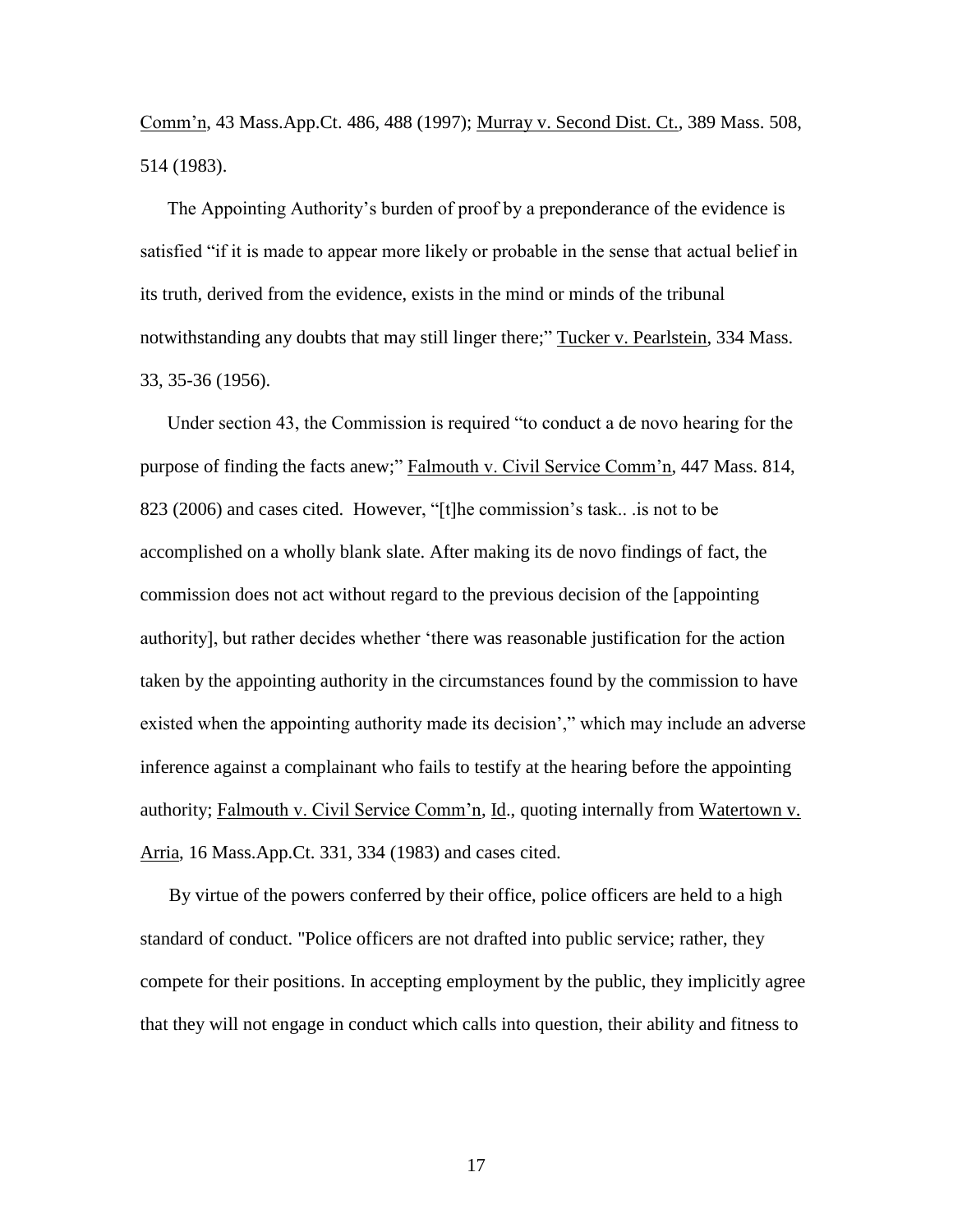Comm'n, 43 Mass.App.Ct. 486, 488 (1997); Murray v. Second Dist. Ct., 389 Mass. 508, 514 (1983).

The Appointing Authority's burden of proof by a preponderance of the evidence is satisfied "if it is made to appear more likely or probable in the sense that actual belief in its truth, derived from the evidence, exists in the mind or minds of the tribunal notwithstanding any doubts that may still linger there;" Tucker v. Pearlstein, 334 Mass. 33, 35-36 (1956).

Under section 43, the Commission is required "to conduct a de novo hearing for the purpose of finding the facts anew;" Falmouth v. Civil Service Comm'n, 447 Mass. 814, 823 (2006) and cases cited. However, "[t]he commission's task.. .is not to be accomplished on a wholly blank slate. After making its de novo findings of fact, the commission does not act without regard to the previous decision of the [appointing authority], but rather decides whether 'there was reasonable justification for the action taken by the appointing authority in the circumstances found by the commission to have existed when the appointing authority made its decision'," which may include an adverse inference against a complainant who fails to testify at the hearing before the appointing authority; Falmouth v. Civil Service Comm'n, Id., quoting internally from Watertown v. Arria, 16 Mass.App.Ct. 331, 334 (1983) and cases cited.

By virtue of the powers conferred by their office, police officers are held to a high standard of conduct. "Police officers are not drafted into public service; rather, they compete for their positions. In accepting employment by the public, they implicitly agree that they will not engage in conduct which calls into question, their ability and fitness to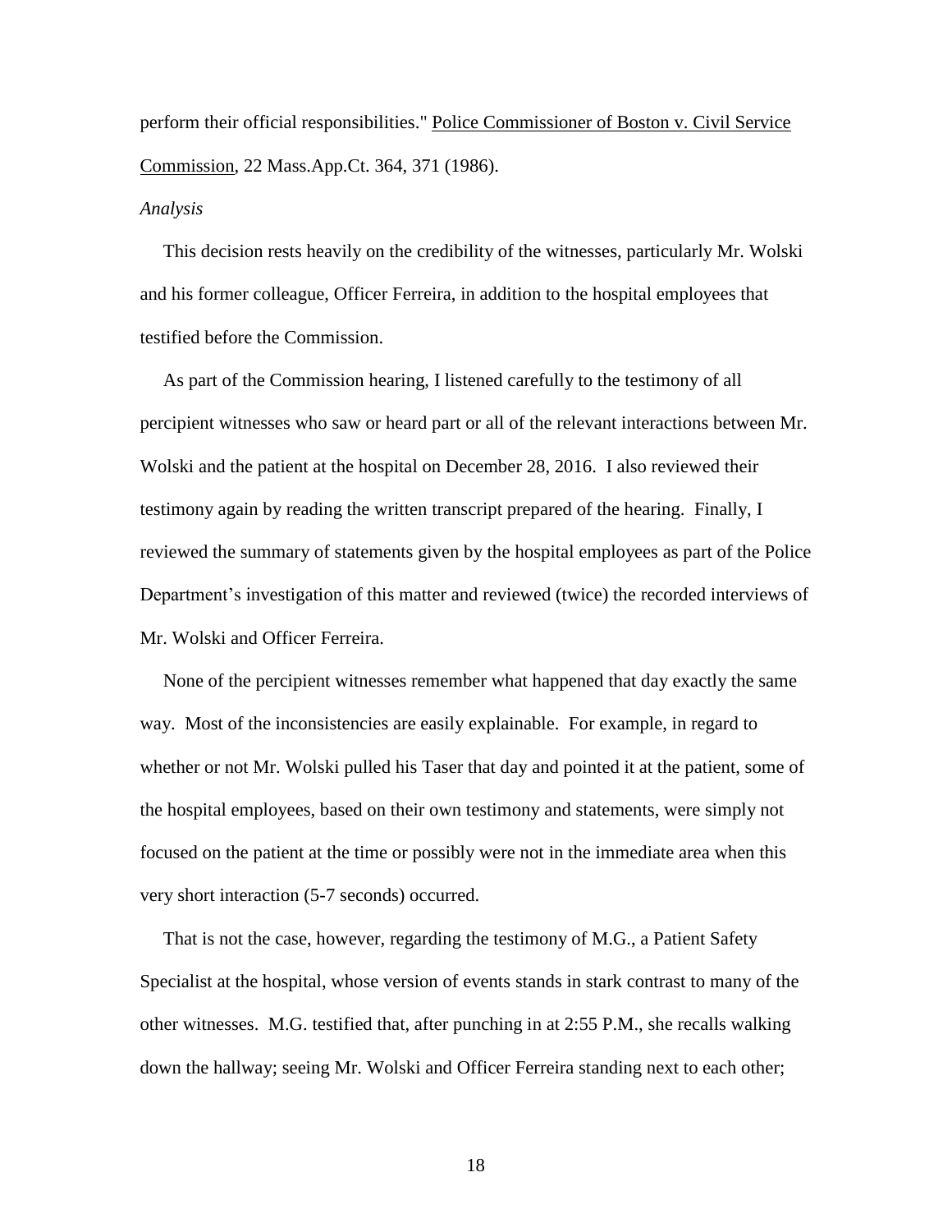perform their official responsibilities." Police Commissioner of Boston v. Civil Service Commission, 22 Mass.App.Ct. 364, 371 (1986).

*Analysis*

This decision rests heavily on the credibility of the witnesses, particularly Mr. Wolski and his former colleague, Officer Ferreira, in addition to the hospital employees that testified before the Commission.

As part of the Commission hearing, I listened carefully to the testimony of all percipient witnesses who saw or heard part or all of the relevant interactions between Mr. Wolski and the patient at the hospital on December 28, 2016. I also reviewed their testimony again by reading the written transcript prepared of the hearing. Finally, I reviewed the summary of statements given by the hospital employees as part of the Police Department's investigation of this matter and reviewed (twice) the recorded interviews of Mr. Wolski and Officer Ferreira.

None of the percipient witnesses remember what happened that day exactly the same way. Most of the inconsistencies are easily explainable. For example, in regard to whether or not Mr. Wolski pulled his Taser that day and pointed it at the patient, some of the hospital employees, based on their own testimony and statements, were simply not focused on the patient at the time or possibly were not in the immediate area when this very short interaction (5-7 seconds) occurred.

That is not the case, however, regarding the testimony of M.G., a Patient Safety Specialist at the hospital, whose version of events stands in stark contrast to many of the other witnesses. M.G. testified that, after punching in at 2:55 P.M., she recalls walking down the hallway; seeing Mr. Wolski and Officer Ferreira standing next to each other;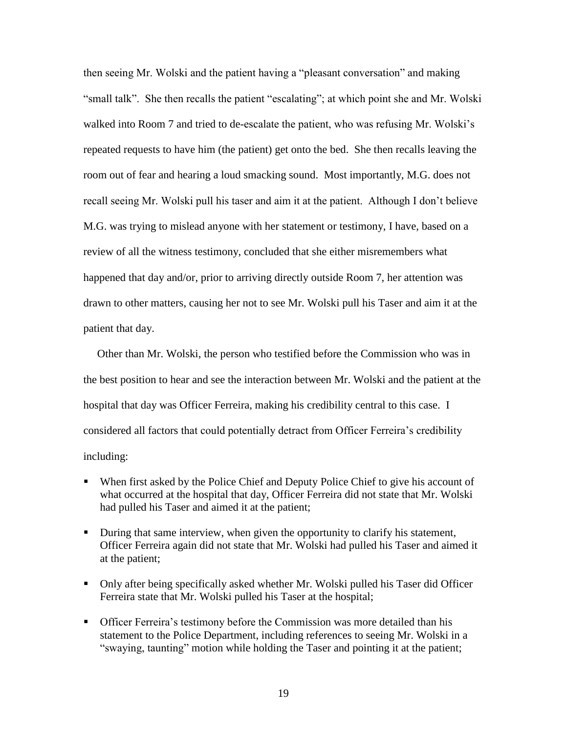then seeing Mr. Wolski and the patient having a "pleasant conversation" and making "small talk". She then recalls the patient "escalating"; at which point she and Mr. Wolski walked into Room 7 and tried to de-escalate the patient, who was refusing Mr. Wolski's repeated requests to have him (the patient) get onto the bed. She then recalls leaving the room out of fear and hearing a loud smacking sound. Most importantly, M.G. does not recall seeing Mr. Wolski pull his taser and aim it at the patient. Although I don't believe M.G. was trying to mislead anyone with her statement or testimony, I have, based on a review of all the witness testimony, concluded that she either misremembers what happened that day and/or, prior to arriving directly outside Room 7, her attention was drawn to other matters, causing her not to see Mr. Wolski pull his Taser and aim it at the patient that day.

Other than Mr. Wolski, the person who testified before the Commission who was in the best position to hear and see the interaction between Mr. Wolski and the patient at the hospital that day was Officer Ferreira, making his credibility central to this case. I considered all factors that could potentially detract from Officer Ferreira's credibility including:

- When first asked by the Police Chief and Deputy Police Chief to give his account of what occurred at the hospital that day, Officer Ferreira did not state that Mr. Wolski had pulled his Taser and aimed it at the patient;
- During that same interview, when given the opportunity to clarify his statement, Officer Ferreira again did not state that Mr. Wolski had pulled his Taser and aimed it at the patient;
- Only after being specifically asked whether Mr. Wolski pulled his Taser did Officer Ferreira state that Mr. Wolski pulled his Taser at the hospital;
- Officer Ferreira's testimony before the Commission was more detailed than his statement to the Police Department, including references to seeing Mr. Wolski in a "swaying, taunting" motion while holding the Taser and pointing it at the patient;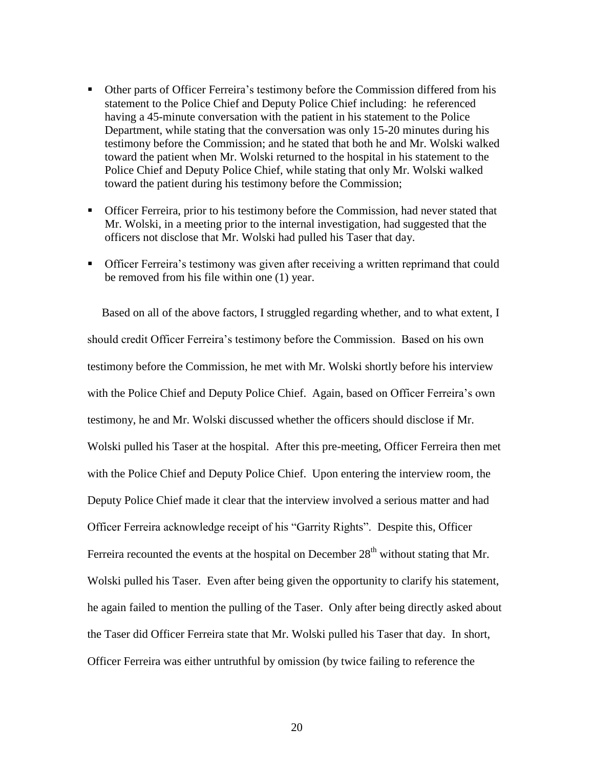- Other parts of Officer Ferreira's testimony before the Commission differed from his statement to the Police Chief and Deputy Police Chief including: he referenced having a 45-minute conversation with the patient in his statement to the Police Department, while stating that the conversation was only 15-20 minutes during his testimony before the Commission; and he stated that both he and Mr. Wolski walked toward the patient when Mr. Wolski returned to the hospital in his statement to the Police Chief and Deputy Police Chief, while stating that only Mr. Wolski walked toward the patient during his testimony before the Commission;

- Officer Ferreira, prior to his testimony before the Commission, had never stated that Mr. Wolski, in a meeting prior to the internal investigation, had suggested that the officers not disclose that Mr. Wolski had pulled his Taser that day.

- Officer Ferreira's testimony was given after receiving a written reprimand that could be removed from his file within one (1) year.

Based on all of the above factors, I struggled regarding whether, and to what extent, I should credit Officer Ferreira's testimony before the Commission. Based on his own testimony before the Commission, he met with Mr. Wolski shortly before his interview with the Police Chief and Deputy Police Chief. Again, based on Officer Ferreira's own testimony, he and Mr. Wolski discussed whether the officers should disclose if Mr. Wolski pulled his Taser at the hospital. After this pre-meeting, Officer Ferreira then met with the Police Chief and Deputy Police Chief. Upon entering the interview room, the Deputy Police Chief made it clear that the interview involved a serious matter and had Officer Ferreira acknowledge receipt of his "Garrity Rights". Despite this, Officer Ferreira recounted the events at the hospital on December 28th without stating that Mr. Wolski pulled his Taser. Even after being given the opportunity to clarify his statement, he again failed to mention the pulling of the Taser. Only after being directly asked about the Taser did Officer Ferreira state that Mr. Wolski pulled his Taser that day. In short, Officer Ferreira was either untruthful by omission (by twice failing to reference the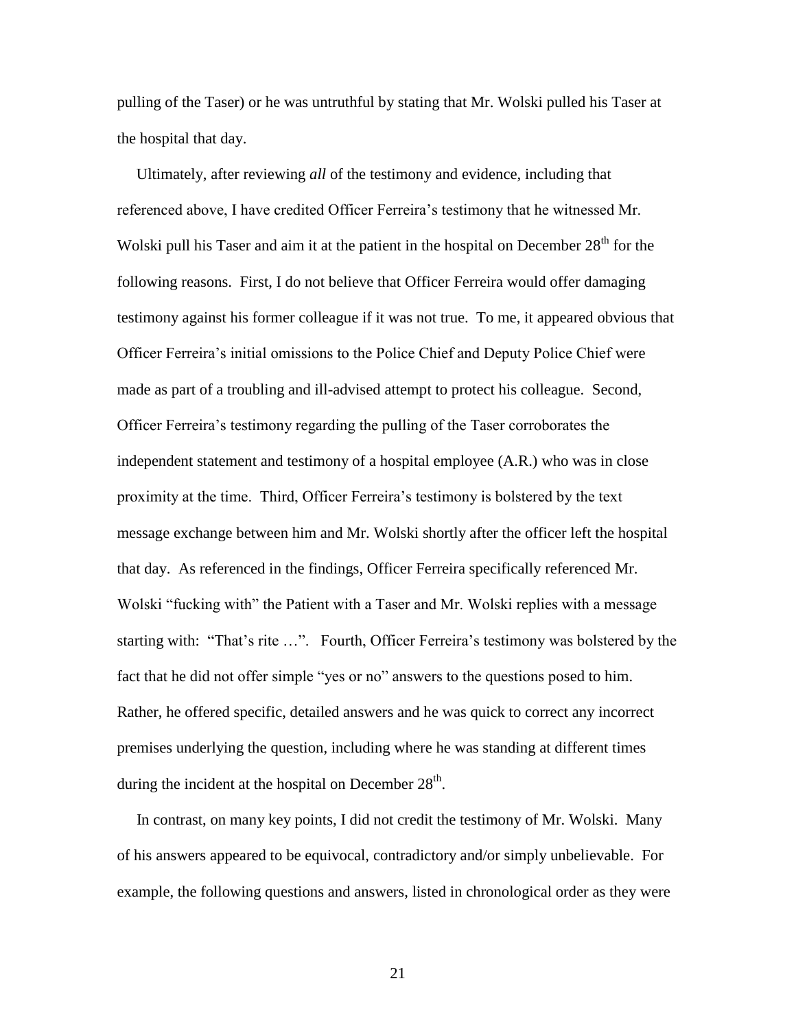pulling of the Taser) or he was untruthful by stating that Mr. Wolski pulled his Taser at the hospital that day.

Ultimately, after reviewing *all* of the testimony and evidence, including that referenced above, I have credited Officer Ferreira's testimony that he witnessed Mr. Wolski pull his Taser and aim it at the patient in the hospital on December 28th for the following reasons. First, I do not believe that Officer Ferreira would offer damaging testimony against his former colleague if it was not true. To me, it appeared obvious that Officer Ferreira's initial omissions to the Police Chief and Deputy Police Chief were made as part of a troubling and ill-advised attempt to protect his colleague. Second, Officer Ferreira's testimony regarding the pulling of the Taser corroborates the independent statement and testimony of a hospital employee (A.R.) who was in close proximity at the time. Third, Officer Ferreira's testimony is bolstered by the text message exchange between him and Mr. Wolski shortly after the officer left the hospital that day. As referenced in the findings, Officer Ferreira specifically referenced Mr. Wolski "fucking with" the Patient with a Taser and Mr. Wolski replies with a message starting with: "That's rite …". Fourth, Officer Ferreira's testimony was bolstered by the fact that he did not offer simple "yes or no" answers to the questions posed to him. Rather, he offered specific, detailed answers and he was quick to correct any incorrect premises underlying the question, including where he was standing at different times during the incident at the hospital on December 28th.

In contrast, on many key points, I did not credit the testimony of Mr. Wolski. Many of his answers appeared to be equivocal, contradictory and/or simply unbelievable. For example, the following questions and answers, listed in chronological order as they were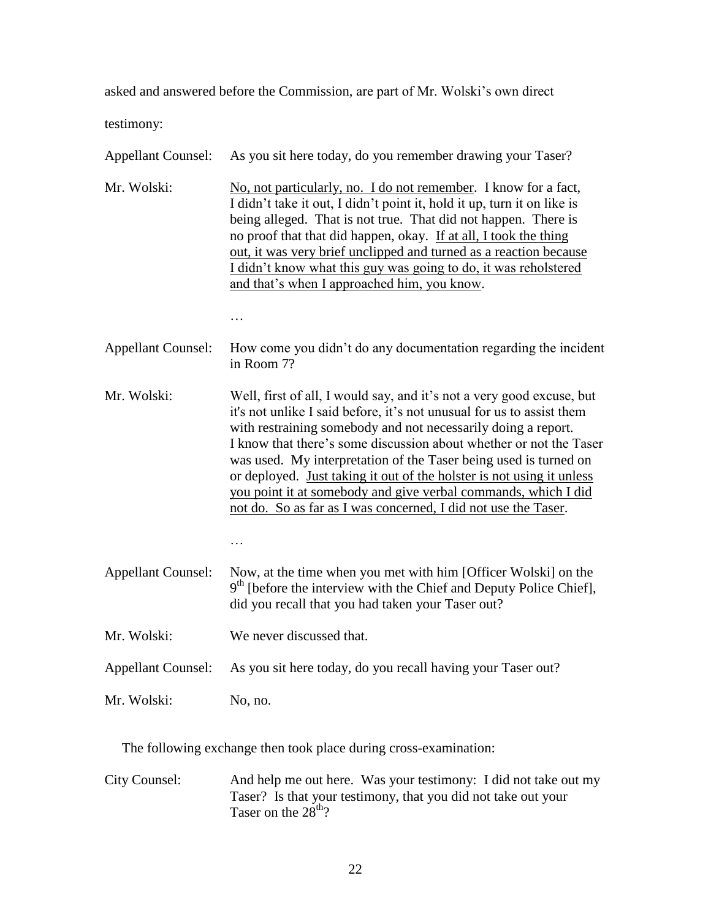asked and answered before the Commission, are part of Mr. Wolski's own direct testimony:

Appellant Counsel: As you sit here today, do you remember drawing your Taser?

Mr. Wolski: <u>No, not particularly, no. I do not remember</u>. I know for a fact, I didn't take it out, I didn't point it, hold it up, turn it on like is being alleged. That is not true. That did not happen. There is no proof that that did happen, okay. <u>If at all, I took the thing out, it was very brief unclipped and turned as a reaction because I didn't know what this guy was going to do, it was reholstered and that's when I approached him, you know</u>.

…

Appellant Counsel: How come you didn't do any documentation regarding the incident in Room 7?

Mr. Wolski: Well, first of all, I would say, and it's not a very good excuse, but it's not unlike I said before, it's not unusual for us to assist them with restraining somebody and not necessarily doing a report. I know that there's some discussion about whether or not the Taser was used. My interpretation of the Taser being used is turned on or deployed. <u>Just taking it out of the holster is not using it unless you point it at somebody and give verbal commands, which I did not do. So as far as I was concerned, I did not use the Taser</u>.

…

Appellant Counsel: Now, at the time when you met with him [Officer Wolski] on the 9th [before the interview with the Chief and Deputy Police Chief], did you recall that you had taken your Taser out?

Mr. Wolski: We never discussed that.

Appellant Counsel: As you sit here today, do you recall having your Taser out?

Mr. Wolski: No, no.

The following exchange then took place during cross-examination:

City Counsel: And help me out here. Was your testimony: I did not take out my Taser? Is that your testimony, that you did not take out your Taser on the 28th?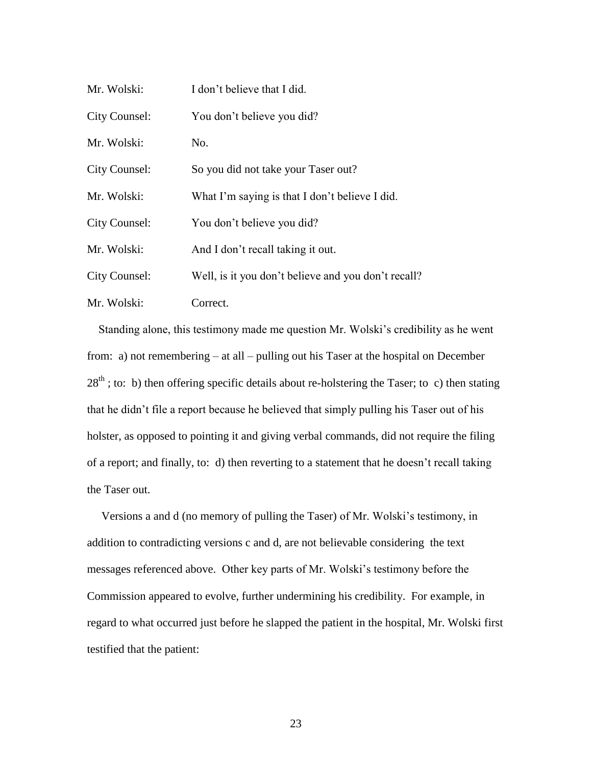| | |
|---|---|
| Mr. Wolski: | I don't believe that I did. |
| City Counsel: | You don't believe you did? |
| Mr. Wolski: | No. |
| City Counsel: | So you did not take your Taser out? |
| Mr. Wolski: | What I'm saying is that I don't believe I did. |
| City Counsel: | You don't believe you did? |
| Mr. Wolski: | And I don't recall taking it out. |
| City Counsel: | Well, is it you don't believe and you don't recall? |
| Mr. Wolski: | Correct. |

Standing alone, this testimony made me question Mr. Wolski's credibility as he went from: a) not remembering – at all – pulling out his Taser at the hospital on December 28th ; to: b) then offering specific details about re-holstering the Taser; to c) then stating that he didn't file a report because he believed that simply pulling his Taser out of his holster, as opposed to pointing it and giving verbal commands, did not require the filing of a report; and finally, to: d) then reverting to a statement that he doesn't recall taking the Taser out.

Versions a and d (no memory of pulling the Taser) of Mr. Wolski's testimony, in addition to contradicting versions c and d, are not believable considering the text messages referenced above. Other key parts of Mr. Wolski's testimony before the Commission appeared to evolve, further undermining his credibility. For example, in regard to what occurred just before he slapped the patient in the hospital, Mr. Wolski first testified that the patient: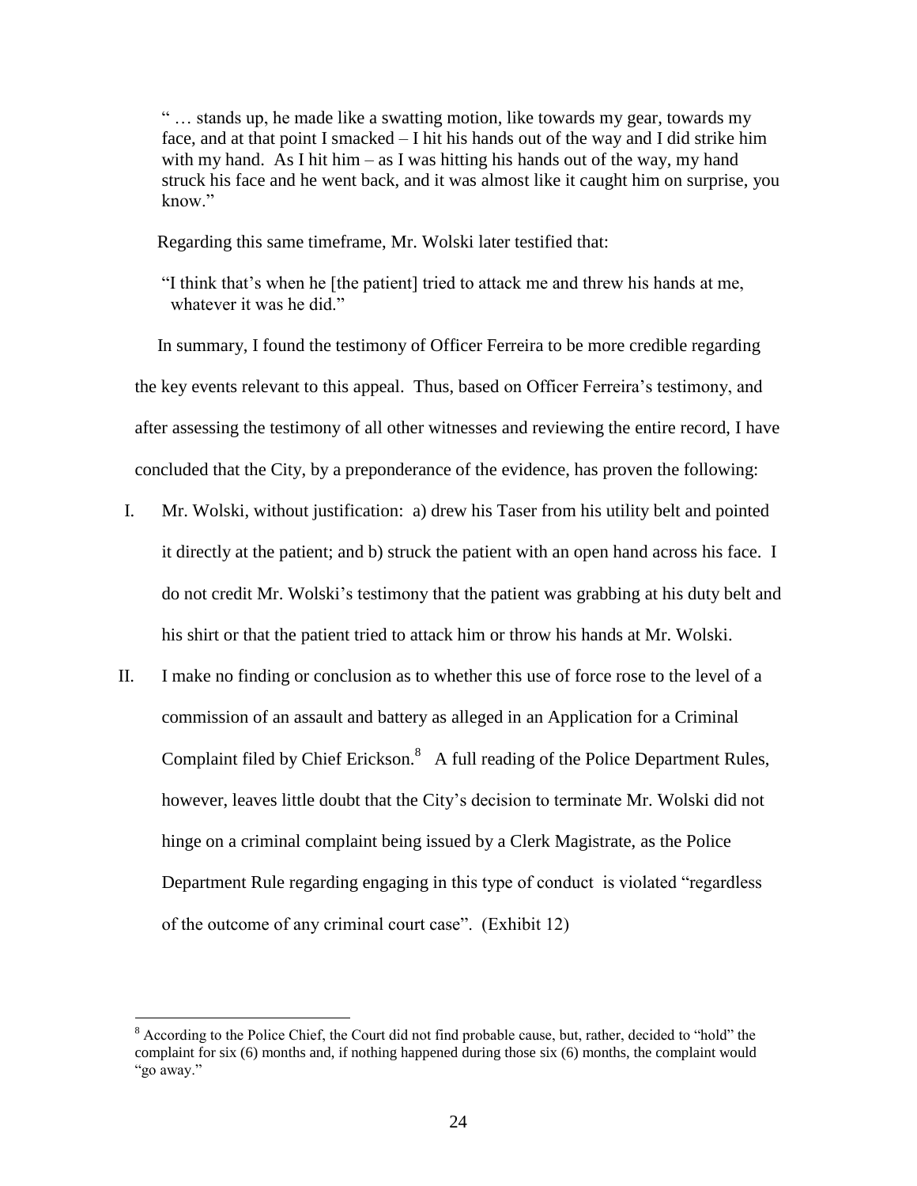> " … stands up, he made like a swatting motion, like towards my gear, towards my face, and at that point I smacked – I hit his hands out of the way and I did strike him with my hand. As I hit him – as I was hitting his hands out of the way, my hand struck his face and he went back, and it was almost like it caught him on surprise, you know."

Regarding this same timeframe, Mr. Wolski later testified that:

> "I think that's when he [the patient] tried to attack me and threw his hands at me, whatever it was he did."

In summary, I found the testimony of Officer Ferreira to be more credible regarding the key events relevant to this appeal. Thus, based on Officer Ferreira's testimony, and after assessing the testimony of all other witnesses and reviewing the entire record, I have concluded that the City, by a preponderance of the evidence, has proven the following:

I. Mr. Wolski, without justification: a) drew his Taser from his utility belt and pointed it directly at the patient; and b) struck the patient with an open hand across his face. I do not credit Mr. Wolski's testimony that the patient was grabbing at his duty belt and his shirt or that the patient tried to attack him or throw his hands at Mr. Wolski.

II. I make no finding or conclusion as to whether this use of force rose to the level of a commission of an assault and battery as alleged in an Application for a Criminal Complaint filed by Chief Erickson.[8] A full reading of the Police Department Rules, however, leaves little doubt that the City's decision to terminate Mr. Wolski did not hinge on a criminal complaint being issued by a Clerk Magistrate, as the Police Department Rule regarding engaging in this type of conduct is violated "regardless of the outcome of any criminal court case". (Exhibit 12)

---

[8] According to the Police Chief, the Court did not find probable cause, but, rather, decided to "hold" the complaint for six (6) months and, if nothing happened during those six (6) months, the complaint would "go away."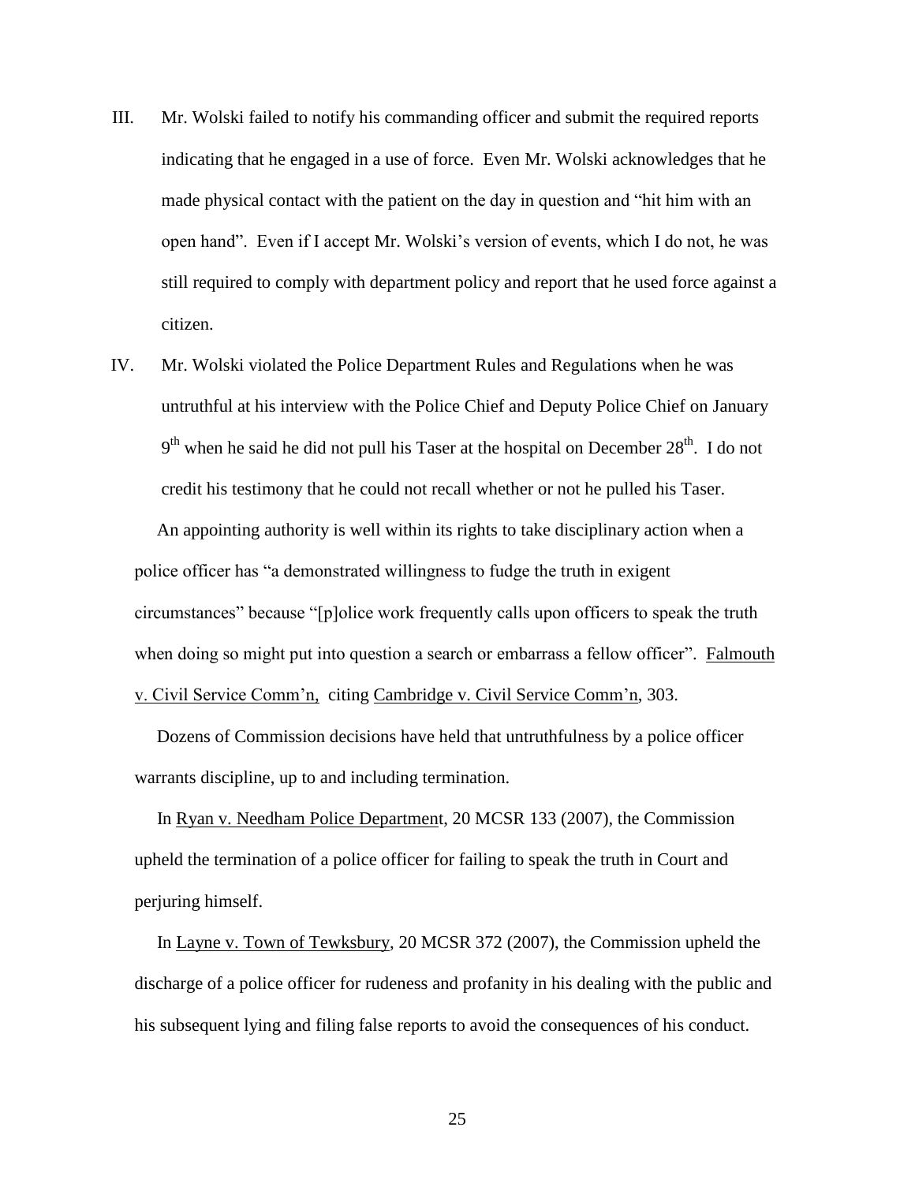III. Mr. Wolski failed to notify his commanding officer and submit the required reports indicating that he engaged in a use of force. Even Mr. Wolski acknowledges that he made physical contact with the patient on the day in question and "hit him with an open hand". Even if I accept Mr. Wolski's version of events, which I do not, he was still required to comply with department policy and report that he used force against a citizen.

IV. Mr. Wolski violated the Police Department Rules and Regulations when he was untruthful at his interview with the Police Chief and Deputy Police Chief on January 9th when he said he did not pull his Taser at the hospital on December 28th. I do not credit his testimony that he could not recall whether or not he pulled his Taser.

An appointing authority is well within its rights to take disciplinary action when a police officer has "a demonstrated willingness to fudge the truth in exigent circumstances" because "[p]olice work frequently calls upon officers to speak the truth when doing so might put into question a search or embarrass a fellow officer". Falmouth v. Civil Service Comm'n, citing Cambridge v. Civil Service Comm'n, 303.

Dozens of Commission decisions have held that untruthfulness by a police officer warrants discipline, up to and including termination.

In Ryan v. Needham Police Department, 20 MCSR 133 (2007), the Commission upheld the termination of a police officer for failing to speak the truth in Court and perjuring himself.

In Layne v. Town of Tewksbury, 20 MCSR 372 (2007), the Commission upheld the discharge of a police officer for rudeness and profanity in his dealing with the public and his subsequent lying and filing false reports to avoid the consequences of his conduct.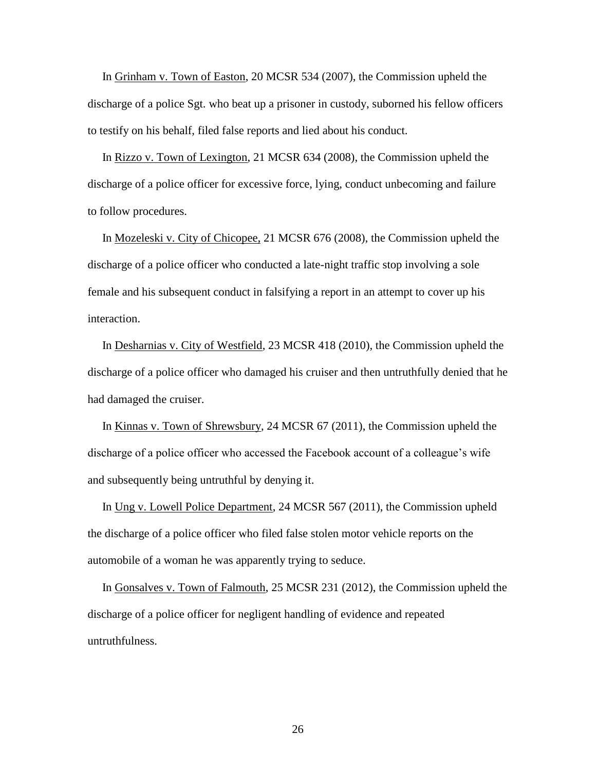In <u>Grinham v. Town of Easton</u>, 20 MCSR 534 (2007), the Commission upheld the discharge of a police Sgt. who beat up a prisoner in custody, suborned his fellow officers to testify on his behalf, filed false reports and lied about his conduct.

In <u>Rizzo v. Town of Lexington</u>, 21 MCSR 634 (2008), the Commission upheld the discharge of a police officer for excessive force, lying, conduct unbecoming and failure to follow procedures.

In <u>Mozeleski v. City of Chicopee,</u> 21 MCSR 676 (2008), the Commission upheld the discharge of a police officer who conducted a late-night traffic stop involving a sole female and his subsequent conduct in falsifying a report in an attempt to cover up his interaction.

In <u>Desharnias v. City of Westfield</u>, 23 MCSR 418 (2010), the Commission upheld the discharge of a police officer who damaged his cruiser and then untruthfully denied that he had damaged the cruiser.

In <u>Kinnas v. Town of Shrewsbury</u>, 24 MCSR 67 (2011), the Commission upheld the discharge of a police officer who accessed the Facebook account of a colleague's wife and subsequently being untruthful by denying it.

In <u>Ung v. Lowell Police Department</u>, 24 MCSR 567 (2011), the Commission upheld the discharge of a police officer who filed false stolen motor vehicle reports on the automobile of a woman he was apparently trying to seduce.

In <u>Gonsalves v. Town of Falmouth</u>, 25 MCSR 231 (2012), the Commission upheld the discharge of a police officer for negligent handling of evidence and repeated untruthfulness.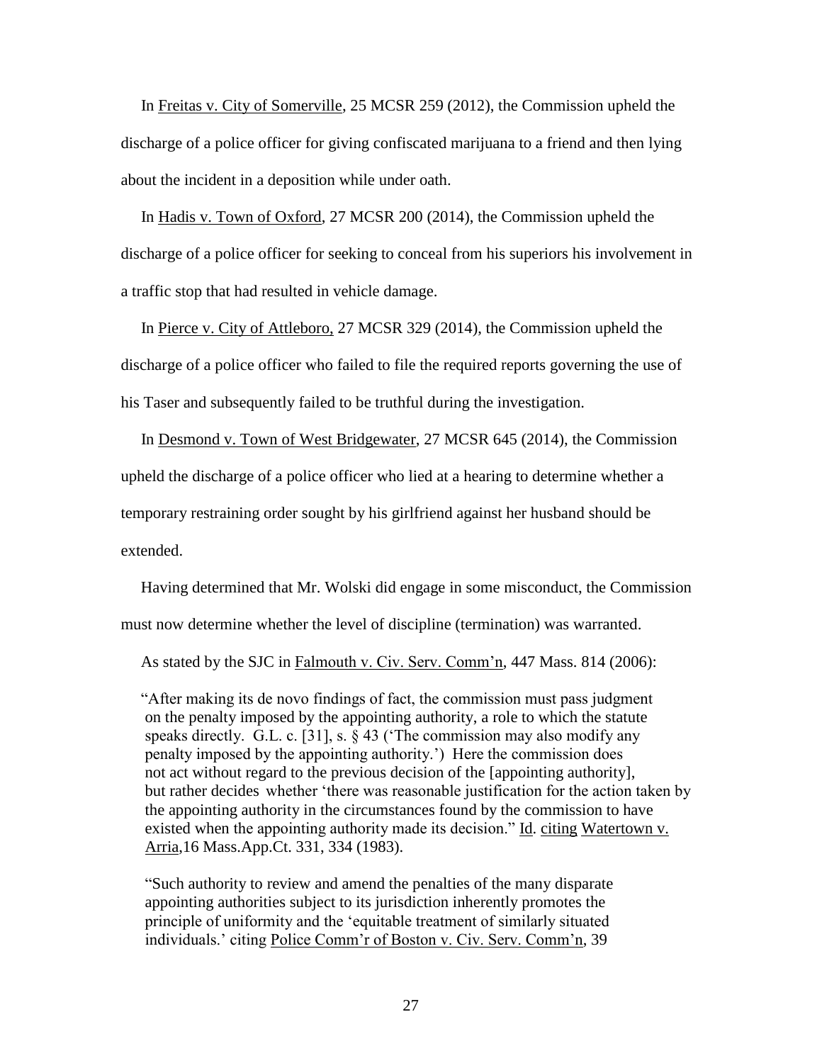In Freitas v. City of Somerville, 25 MCSR 259 (2012), the Commission upheld the discharge of a police officer for giving confiscated marijuana to a friend and then lying about the incident in a deposition while under oath.

In Hadis v. Town of Oxford, 27 MCSR 200 (2014), the Commission upheld the discharge of a police officer for seeking to conceal from his superiors his involvement in a traffic stop that had resulted in vehicle damage.

In Pierce v. City of Attleboro, 27 MCSR 329 (2014), the Commission upheld the discharge of a police officer who failed to file the required reports governing the use of his Taser and subsequently failed to be truthful during the investigation.

In Desmond v. Town of West Bridgewater, 27 MCSR 645 (2014), the Commission upheld the discharge of a police officer who lied at a hearing to determine whether a temporary restraining order sought by his girlfriend against her husband should be extended.

Having determined that Mr. Wolski did engage in some misconduct, the Commission must now determine whether the level of discipline (termination) was warranted.

As stated by the SJC in Falmouth v. Civ. Serv. Comm'n, 447 Mass. 814 (2006):

> "After making its de novo findings of fact, the commission must pass judgment on the penalty imposed by the appointing authority, a role to which the statute speaks directly. G.L. c. [31], s. § 43 ('The commission may also modify any penalty imposed by the appointing authority.') Here the commission does not act without regard to the previous decision of the [appointing authority], but rather decides whether 'there was reasonable justification for the action taken by the appointing authority in the circumstances found by the commission to have existed when the appointing authority made its decision." Id. citing Watertown v. Arria, 16 Mass.App.Ct. 331, 334 (1983).
>
> "Such authority to review and amend the penalties of the many disparate appointing authorities subject to its jurisdiction inherently promotes the principle of uniformity and the 'equitable treatment of similarly situated individuals.' citing Police Comm'r of Boston v. Civ. Serv. Comm'n, 39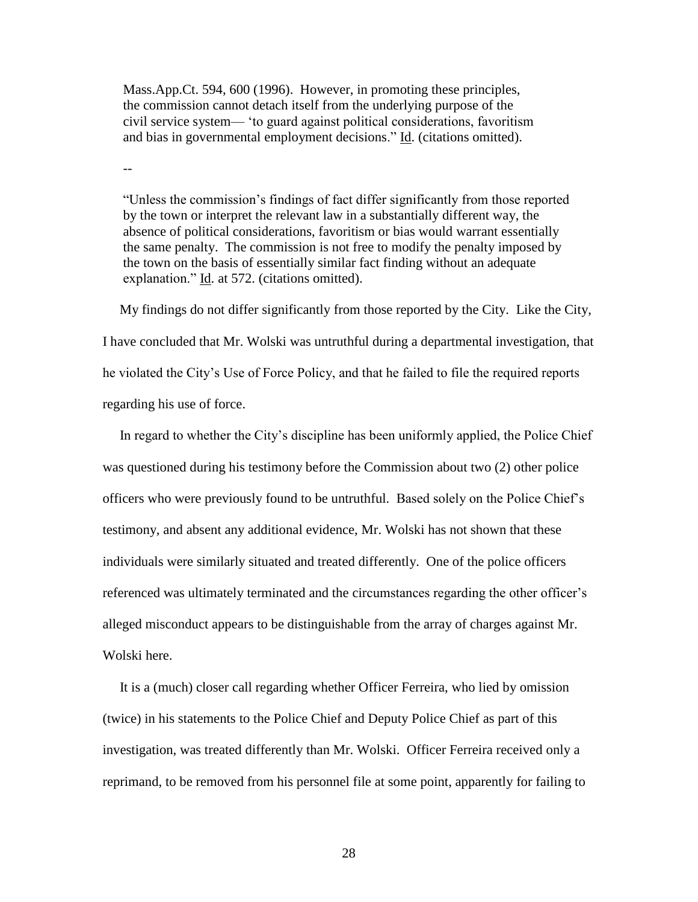> Mass.App.Ct. 594, 600 (1996). However, in promoting these principles, the commission cannot detach itself from the underlying purpose of the civil service system— 'to guard against political considerations, favoritism and bias in governmental employment decisions." Id. (citations omitted).
>
> --
>
> "Unless the commission's findings of fact differ significantly from those reported by the town or interpret the relevant law in a substantially different way, the absence of political considerations, favoritism or bias would warrant essentially the same penalty. The commission is not free to modify the penalty imposed by the town on the basis of essentially similar fact finding without an adequate explanation." Id. at 572. (citations omitted).

My findings do not differ significantly from those reported by the City. Like the City, I have concluded that Mr. Wolski was untruthful during a departmental investigation, that he violated the City's Use of Force Policy, and that he failed to file the required reports regarding his use of force.

In regard to whether the City's discipline has been uniformly applied, the Police Chief was questioned during his testimony before the Commission about two (2) other police officers who were previously found to be untruthful. Based solely on the Police Chief's testimony, and absent any additional evidence, Mr. Wolski has not shown that these individuals were similarly situated and treated differently. One of the police officers referenced was ultimately terminated and the circumstances regarding the other officer's alleged misconduct appears to be distinguishable from the array of charges against Mr. Wolski here.

It is a (much) closer call regarding whether Officer Ferreira, who lied by omission (twice) in his statements to the Police Chief and Deputy Police Chief as part of this investigation, was treated differently than Mr. Wolski. Officer Ferreira received only a reprimand, to be removed from his personnel file at some point, apparently for failing to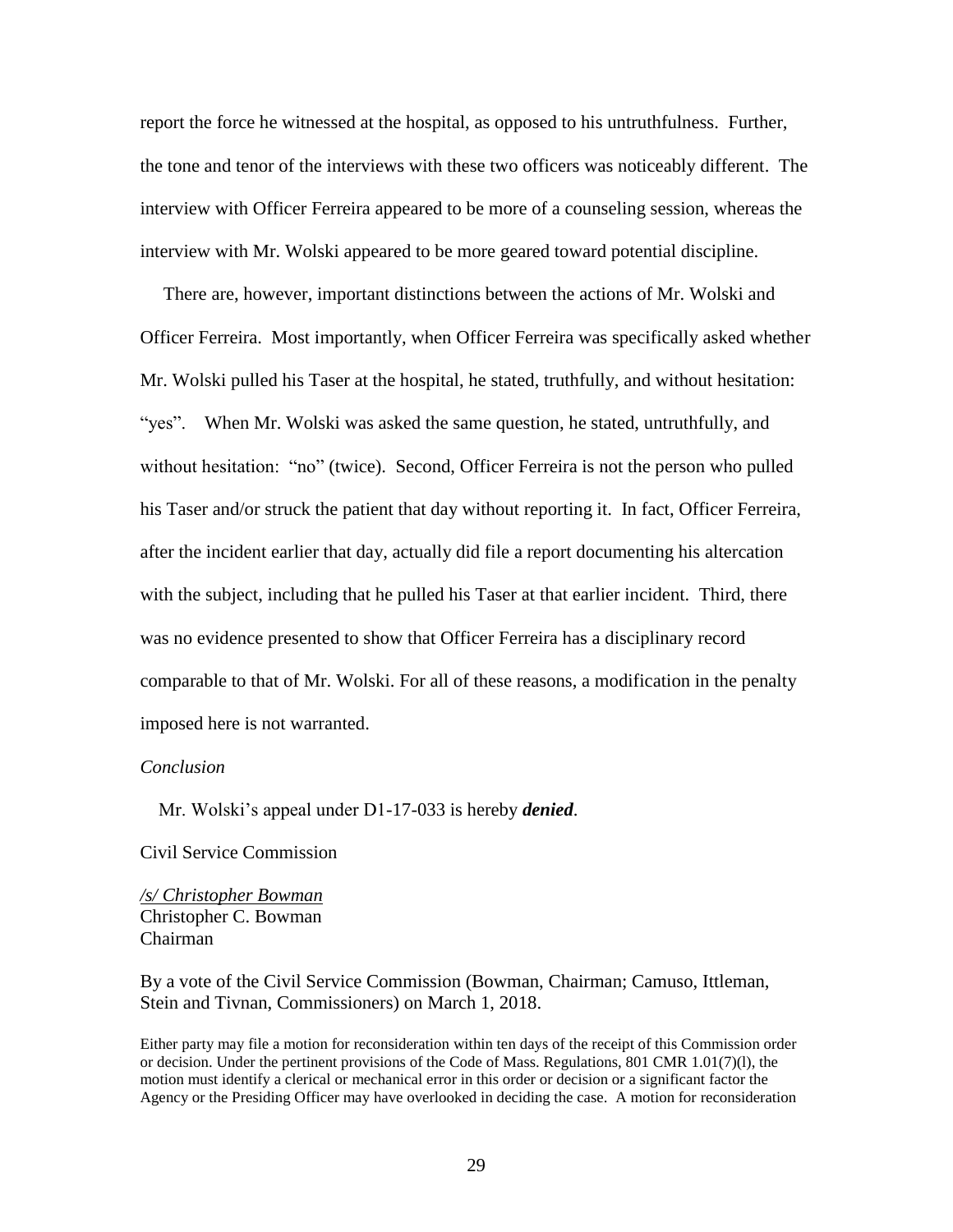report the force he witnessed at the hospital, as opposed to his untruthfulness. Further, the tone and tenor of the interviews with these two officers was noticeably different. The interview with Officer Ferreira appeared to be more of a counseling session, whereas the interview with Mr. Wolski appeared to be more geared toward potential discipline.

There are, however, important distinctions between the actions of Mr. Wolski and Officer Ferreira. Most importantly, when Officer Ferreira was specifically asked whether Mr. Wolski pulled his Taser at the hospital, he stated, truthfully, and without hesitation: "yes". When Mr. Wolski was asked the same question, he stated, untruthfully, and without hesitation: "no" (twice). Second, Officer Ferreira is not the person who pulled his Taser and/or struck the patient that day without reporting it. In fact, Officer Ferreira, after the incident earlier that day, actually did file a report documenting his altercation with the subject, including that he pulled his Taser at that earlier incident. Third, there was no evidence presented to show that Officer Ferreira has a disciplinary record comparable to that of Mr. Wolski. For all of these reasons, a modification in the penalty imposed here is not warranted.

*Conclusion*

Mr. Wolski's appeal under D1-17-033 is hereby ***denied***.

Civil Service Commission

*/s/ Christopher Bowman*
Christopher C. Bowman
Chairman

By a vote of the Civil Service Commission (Bowman, Chairman; Camuso, Ittleman, Stein and Tivnan, Commissioners) on March 1, 2018.

Either party may file a motion for reconsideration within ten days of the receipt of this Commission order or decision. Under the pertinent provisions of the Code of Mass. Regulations, 801 CMR 1.01(7)(l), the motion must identify a clerical or mechanical error in this order or decision or a significant factor the Agency or the Presiding Officer may have overlooked in deciding the case. A motion for reconsideration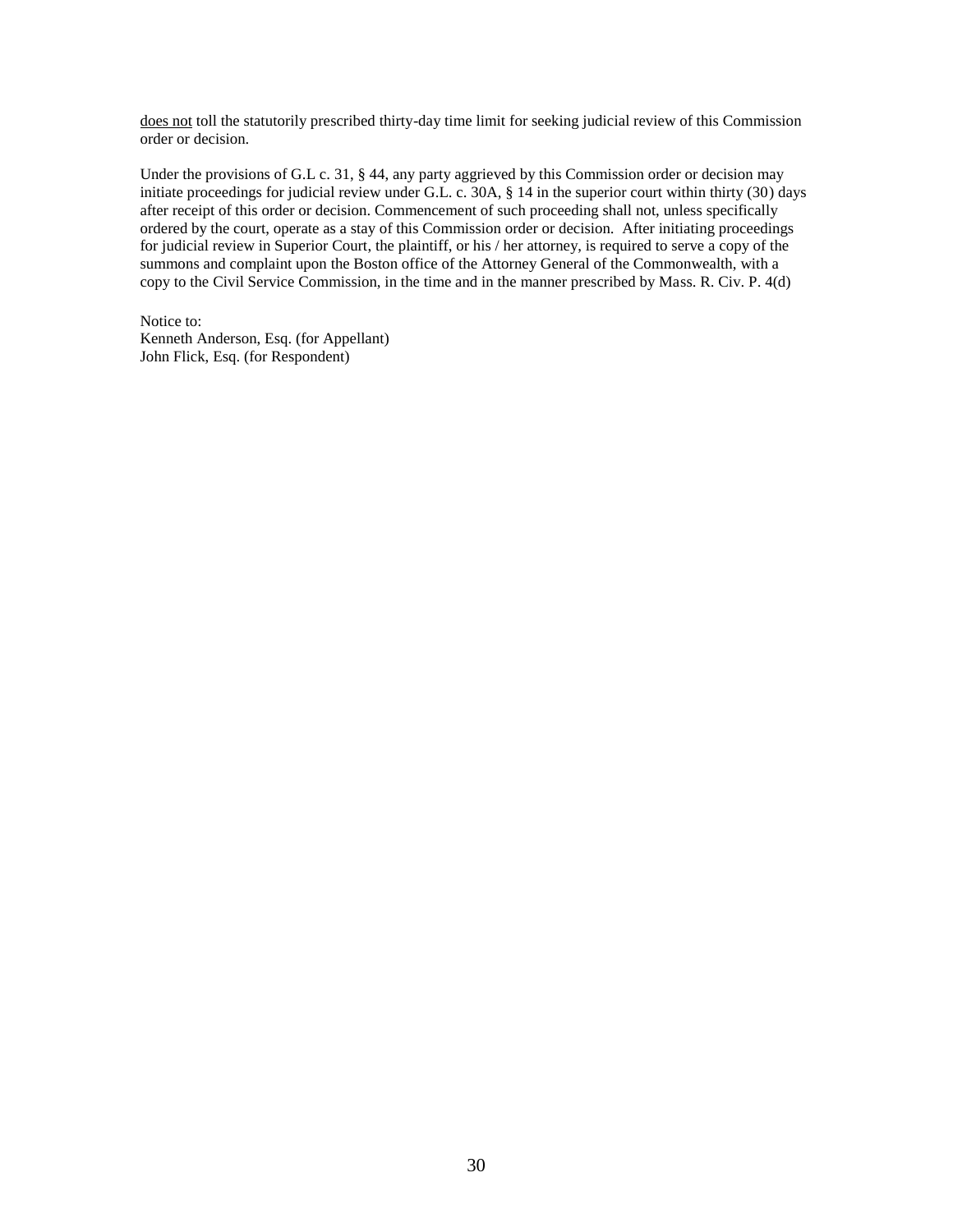does not toll the statutorily prescribed thirty-day time limit for seeking judicial review of this Commission order or decision.

Under the provisions of G.L c. 31, § 44, any party aggrieved by this Commission order or decision may initiate proceedings for judicial review under G.L. c. 30A, § 14 in the superior court within thirty (30) days after receipt of this order or decision. Commencement of such proceeding shall not, unless specifically ordered by the court, operate as a stay of this Commission order or decision. After initiating proceedings for judicial review in Superior Court, the plaintiff, or his / her attorney, is required to serve a copy of the summons and complaint upon the Boston office of the Attorney General of the Commonwealth, with a copy to the Civil Service Commission, in the time and in the manner prescribed by Mass. R. Civ. P. 4(d)

Notice to:
Kenneth Anderson, Esq. (for Appellant)
John Flick, Esq. (for Respondent)